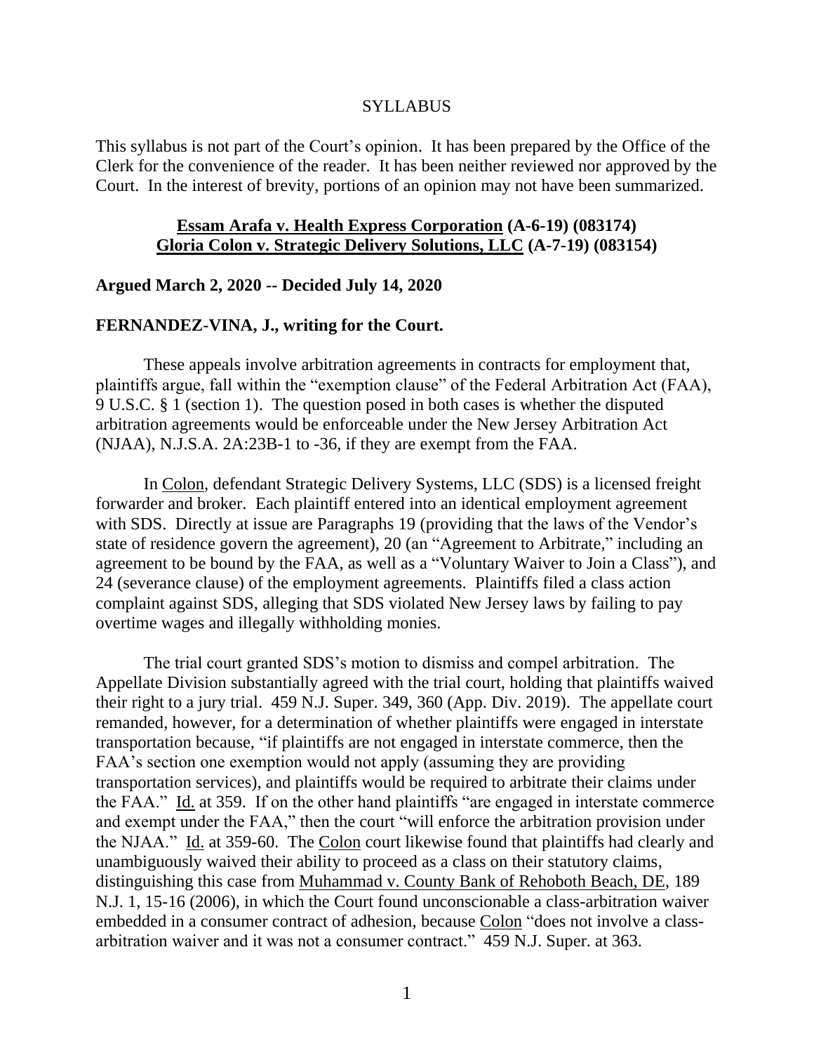SYLLABUS

This syllabus is not part of the Court's opinion. It has been prepared by the Office of the Clerk for the convenience of the reader. It has been neither reviewed nor approved by the Court. In the interest of brevity, portions of an opinion may not have been summarized.

**Essam Arafa v. Health Express Corporation (A-6-19) (083174)**
**Gloria Colon v. Strategic Delivery Solutions, LLC (A-7-19) (083154)**

**Argued March 2, 2020 -- Decided July 14, 2020**

**FERNANDEZ-VINA, J., writing for the Court.**

These appeals involve arbitration agreements in contracts for employment that, plaintiffs argue, fall within the "exemption clause" of the Federal Arbitration Act (FAA), 9 U.S.C. § 1 (section 1). The question posed in both cases is whether the disputed arbitration agreements would be enforceable under the New Jersey Arbitration Act (NJAA), N.J.S.A. 2A:23B-1 to -36, if they are exempt from the FAA.

In Colon, defendant Strategic Delivery Systems, LLC (SDS) is a licensed freight forwarder and broker. Each plaintiff entered into an identical employment agreement with SDS. Directly at issue are Paragraphs 19 (providing that the laws of the Vendor's state of residence govern the agreement), 20 (an "Agreement to Arbitrate," including an agreement to be bound by the FAA, as well as a "Voluntary Waiver to Join a Class"), and 24 (severance clause) of the employment agreements. Plaintiffs filed a class action complaint against SDS, alleging that SDS violated New Jersey laws by failing to pay overtime wages and illegally withholding monies.

The trial court granted SDS's motion to dismiss and compel arbitration. The Appellate Division substantially agreed with the trial court, holding that plaintiffs waived their right to a jury trial. 459 N.J. Super. 349, 360 (App. Div. 2019). The appellate court remanded, however, for a determination of whether plaintiffs were engaged in interstate transportation because, "if plaintiffs are not engaged in interstate commerce, then the FAA's section one exemption would not apply (assuming they are providing transportation services), and plaintiffs would be required to arbitrate their claims under the FAA." Id. at 359. If on the other hand plaintiffs "are engaged in interstate commerce and exempt under the FAA," then the court "will enforce the arbitration provision under the NJAA." Id. at 359-60. The Colon court likewise found that plaintiffs had clearly and unambiguously waived their ability to proceed as a class on their statutory claims, distinguishing this case from Muhammad v. County Bank of Rehoboth Beach, DE, 189 N.J. 1, 15-16 (2006), in which the Court found unconscionable a class-arbitration waiver embedded in a consumer contract of adhesion, because Colon "does not involve a class-arbitration waiver and it was not a consumer contract." 459 N.J. Super. at 363.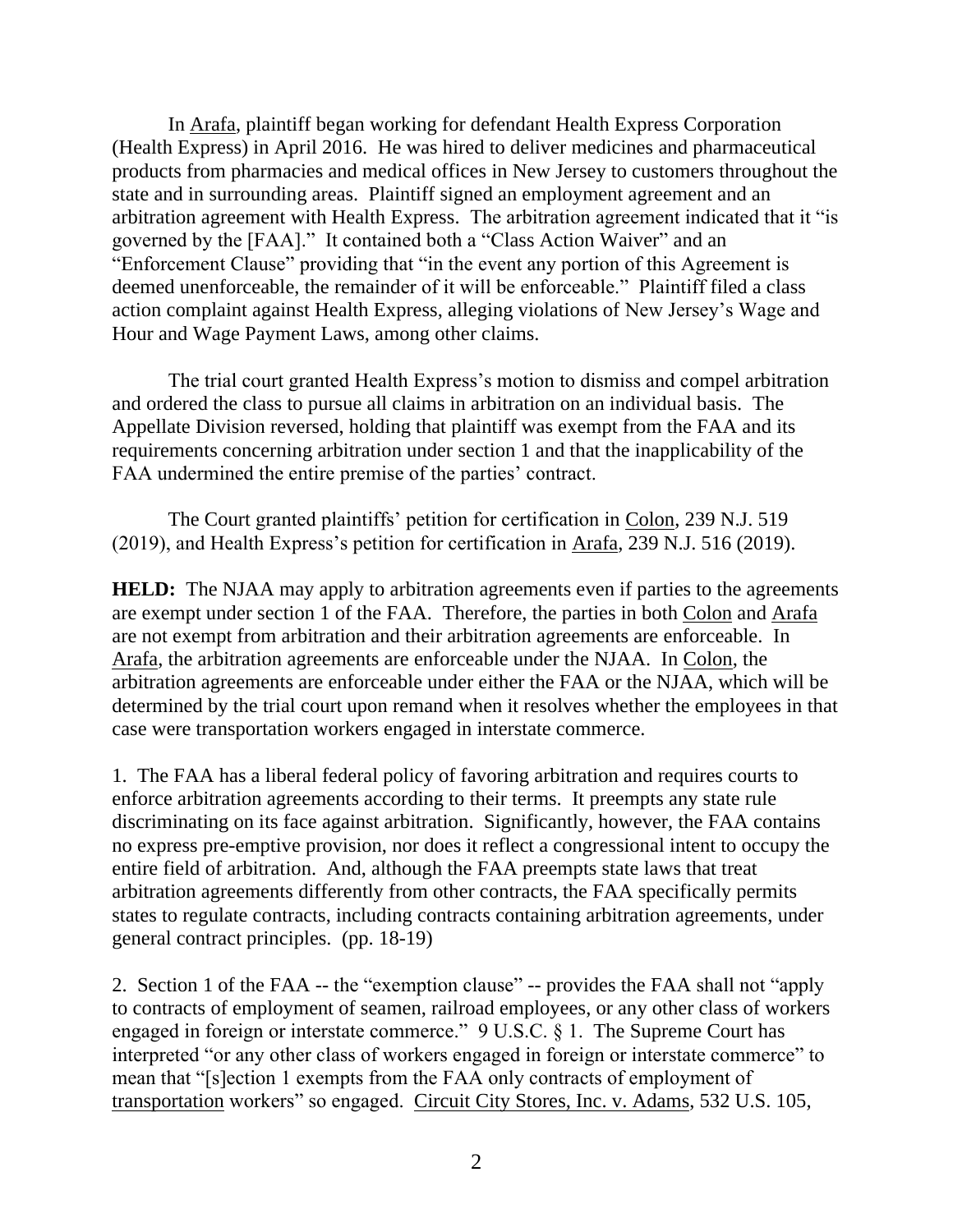In Arafa, plaintiff began working for defendant Health Express Corporation (Health Express) in April 2016. He was hired to deliver medicines and pharmaceutical products from pharmacies and medical offices in New Jersey to customers throughout the state and in surrounding areas. Plaintiff signed an employment agreement and an arbitration agreement with Health Express. The arbitration agreement indicated that it "is governed by the [FAA]." It contained both a "Class Action Waiver" and an "Enforcement Clause" providing that "in the event any portion of this Agreement is deemed unenforceable, the remainder of it will be enforceable." Plaintiff filed a class action complaint against Health Express, alleging violations of New Jersey's Wage and Hour and Wage Payment Laws, among other claims.

The trial court granted Health Express's motion to dismiss and compel arbitration and ordered the class to pursue all claims in arbitration on an individual basis. The Appellate Division reversed, holding that plaintiff was exempt from the FAA and its requirements concerning arbitration under section 1 and that the inapplicability of the FAA undermined the entire premise of the parties' contract.

The Court granted plaintiffs' petition for certification in Colon, 239 N.J. 519 (2019), and Health Express's petition for certification in Arafa, 239 N.J. 516 (2019).

**HELD:** The NJAA may apply to arbitration agreements even if parties to the agreements are exempt under section 1 of the FAA. Therefore, the parties in both Colon and Arafa are not exempt from arbitration and their arbitration agreements are enforceable. In Arafa, the arbitration agreements are enforceable under the NJAA. In Colon, the arbitration agreements are enforceable under either the FAA or the NJAA, which will be determined by the trial court upon remand when it resolves whether the employees in that case were transportation workers engaged in interstate commerce.

1. The FAA has a liberal federal policy of favoring arbitration and requires courts to enforce arbitration agreements according to their terms. It preempts any state rule discriminating on its face against arbitration. Significantly, however, the FAA contains no express pre-emptive provision, nor does it reflect a congressional intent to occupy the entire field of arbitration. And, although the FAA preempts state laws that treat arbitration agreements differently from other contracts, the FAA specifically permits states to regulate contracts, including contracts containing arbitration agreements, under general contract principles. (pp. 18-19)

2. Section 1 of the FAA -- the "exemption clause" -- provides the FAA shall not "apply to contracts of employment of seamen, railroad employees, or any other class of workers engaged in foreign or interstate commerce." 9 U.S.C. § 1. The Supreme Court has interpreted "or any other class of workers engaged in foreign or interstate commerce" to mean that "[s]ection 1 exempts from the FAA only contracts of employment of transportation workers" so engaged. Circuit City Stores, Inc. v. Adams, 532 U.S. 105,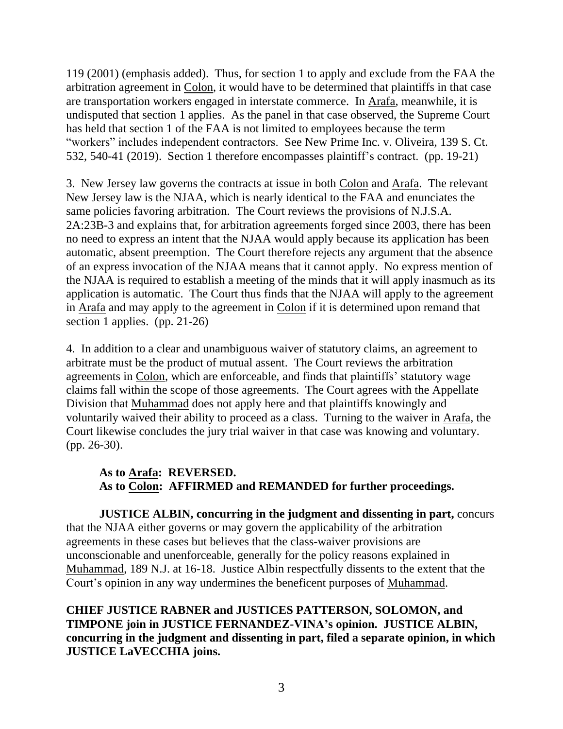119 (2001) (emphasis added). Thus, for section 1 to apply and exclude from the FAA the arbitration agreement in Colon, it would have to be determined that plaintiffs in that case are transportation workers engaged in interstate commerce. In Arafa, meanwhile, it is undisputed that section 1 applies. As the panel in that case observed, the Supreme Court has held that section 1 of the FAA is not limited to employees because the term "workers" includes independent contractors. See New Prime Inc. v. Oliveira, 139 S. Ct. 532, 540-41 (2019). Section 1 therefore encompasses plaintiff's contract. (pp. 19-21)

3. New Jersey law governs the contracts at issue in both Colon and Arafa. The relevant New Jersey law is the NJAA, which is nearly identical to the FAA and enunciates the same policies favoring arbitration. The Court reviews the provisions of N.J.S.A. 2A:23B-3 and explains that, for arbitration agreements forged since 2003, there has been no need to express an intent that the NJAA would apply because its application has been automatic, absent preemption. The Court therefore rejects any argument that the absence of an express invocation of the NJAA means that it cannot apply. No express mention of the NJAA is required to establish a meeting of the minds that it will apply inasmuch as its application is automatic. The Court thus finds that the NJAA will apply to the agreement in Arafa and may apply to the agreement in Colon if it is determined upon remand that section 1 applies. (pp. 21-26)

4. In addition to a clear and unambiguous waiver of statutory claims, an agreement to arbitrate must be the product of mutual assent. The Court reviews the arbitration agreements in Colon, which are enforceable, and finds that plaintiffs' statutory wage claims fall within the scope of those agreements. The Court agrees with the Appellate Division that Muhammad does not apply here and that plaintiffs knowingly and voluntarily waived their ability to proceed as a class. Turning to the waiver in Arafa, the Court likewise concludes the jury trial waiver in that case was knowing and voluntary. (pp. 26-30).

**As to Arafa: REVERSED.**
**As to Colon: AFFIRMED and REMANDED for further proceedings.**

**JUSTICE ALBIN, concurring in the judgment and dissenting in part,** concurs that the NJAA either governs or may govern the applicability of the arbitration agreements in these cases but believes that the class-waiver provisions are unconscionable and unenforceable, generally for the policy reasons explained in Muhammad, 189 N.J. at 16-18. Justice Albin respectfully dissents to the extent that the Court's opinion in any way undermines the beneficent purposes of Muhammad.

**CHIEF JUSTICE RABNER and JUSTICES PATTERSON, SOLOMON, and TIMPONE join in JUSTICE FERNANDEZ-VINA's opinion. JUSTICE ALBIN, concurring in the judgment and dissenting in part, filed a separate opinion, in which JUSTICE LaVECCHIA joins.**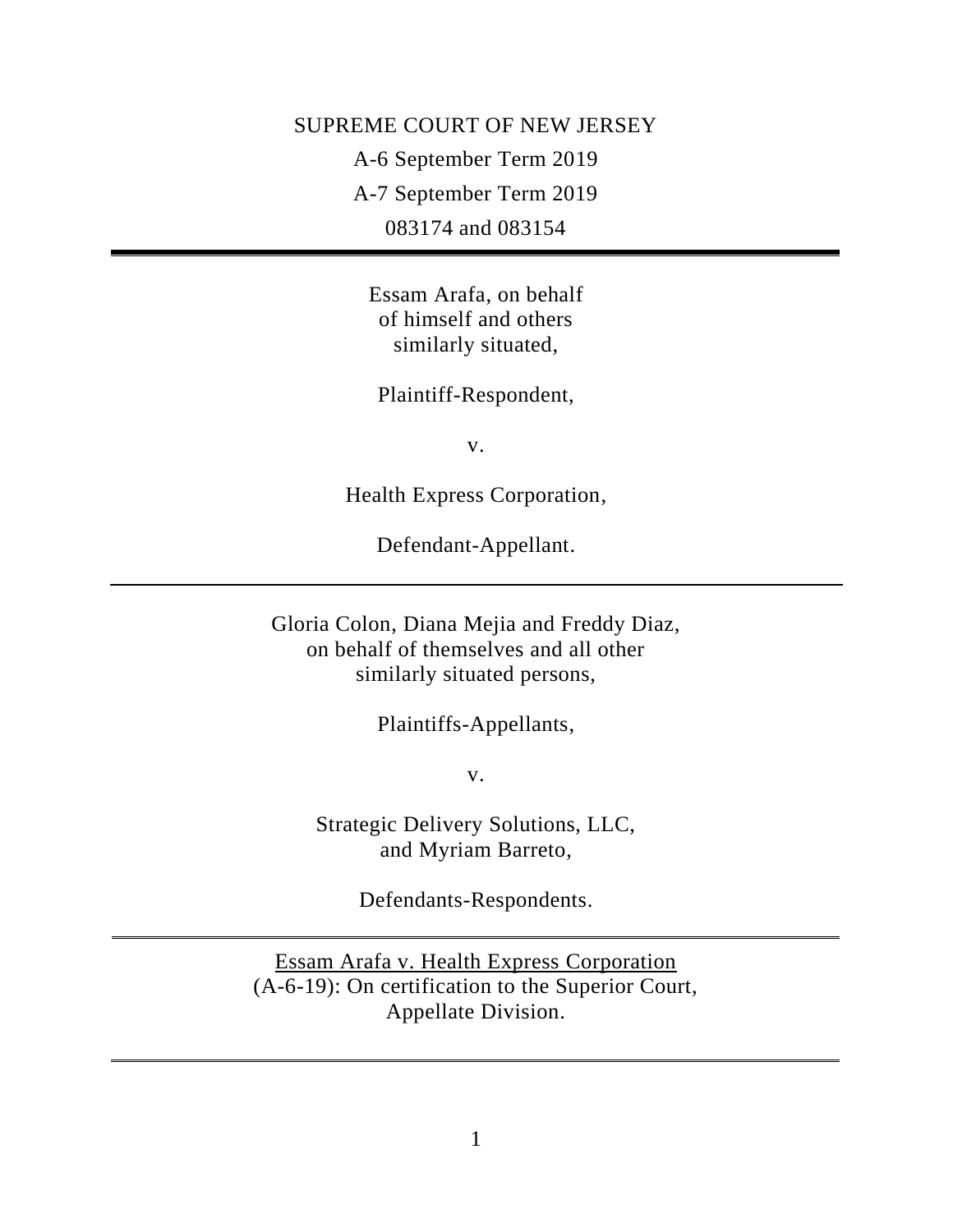SUPREME COURT OF NEW JERSEY

A-6 September Term 2019

A-7 September Term 2019

083174 and 083154

---

Essam Arafa, on behalf
of himself and others
similarly situated,

Plaintiff-Respondent,

v.

Health Express Corporation,

Defendant-Appellant.

---

Gloria Colon, Diana Mejia and Freddy Diaz,
on behalf of themselves and all other
similarly situated persons,

Plaintiffs-Appellants,

v.

Strategic Delivery Solutions, LLC,
and Myriam Barreto,

Defendants-Respondents.

---

Essam Arafa v. Health Express Corporation
(A-6-19): On certification to the Superior Court,
Appellate Division.

---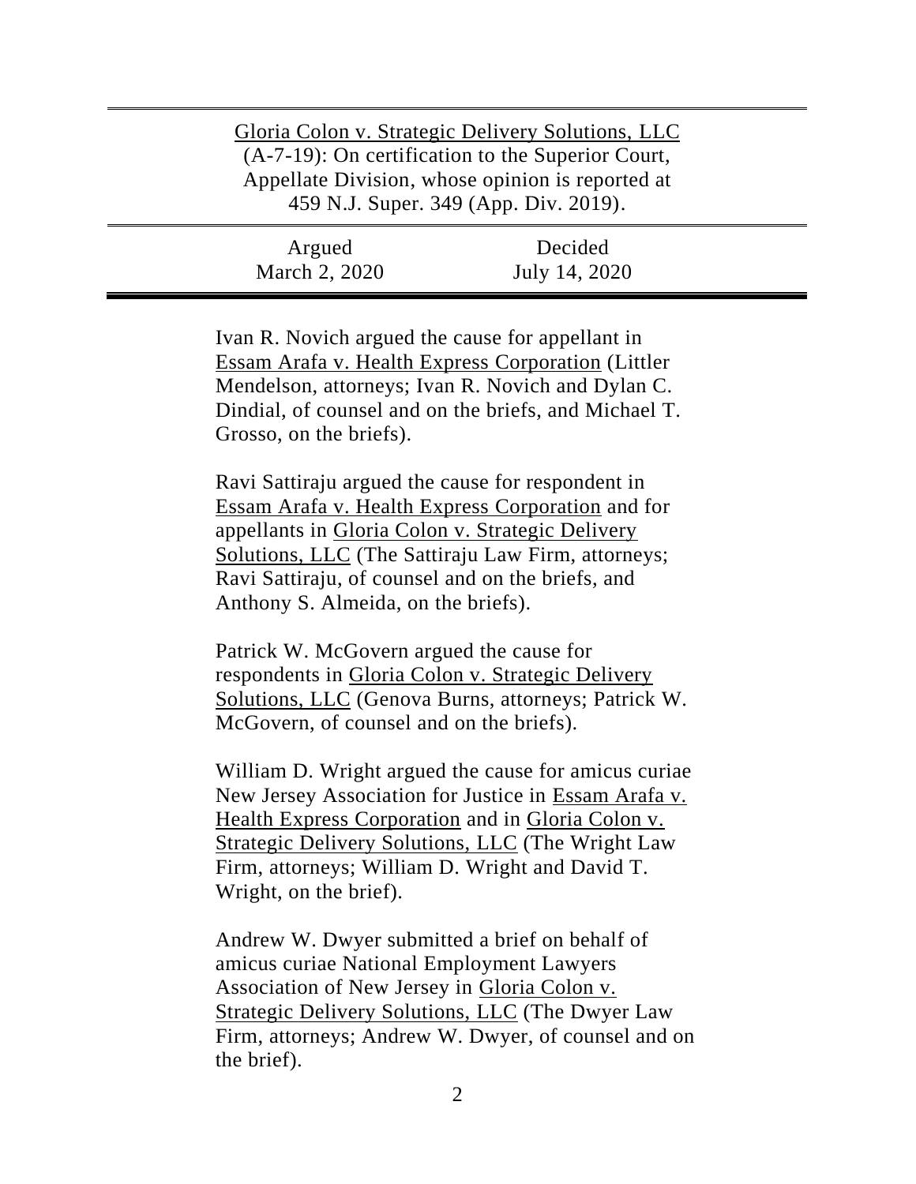Gloria Colon v. Strategic Delivery Solutions, LLC (A-7-19): On certification to the Superior Court, Appellate Division, whose opinion is reported at 459 N.J. Super. 349 (App. Div. 2019).

| Argued | Decided |
|---|---|
| March 2, 2020 | July 14, 2020 |

Ivan R. Novich argued the cause for appellant in Essam Arafa v. Health Express Corporation (Littler Mendelson, attorneys; Ivan R. Novich and Dylan C. Dindial, of counsel and on the briefs, and Michael T. Grosso, on the briefs).

Ravi Sattiraju argued the cause for respondent in Essam Arafa v. Health Express Corporation and for appellants in Gloria Colon v. Strategic Delivery Solutions, LLC (The Sattiraju Law Firm, attorneys; Ravi Sattiraju, of counsel and on the briefs, and Anthony S. Almeida, on the briefs).

Patrick W. McGovern argued the cause for respondents in Gloria Colon v. Strategic Delivery Solutions, LLC (Genova Burns, attorneys; Patrick W. McGovern, of counsel and on the briefs).

William D. Wright argued the cause for amicus curiae New Jersey Association for Justice in Essam Arafa v. Health Express Corporation and in Gloria Colon v. Strategic Delivery Solutions, LLC (The Wright Law Firm, attorneys; William D. Wright and David T. Wright, on the brief).

Andrew W. Dwyer submitted a brief on behalf of amicus curiae National Employment Lawyers Association of New Jersey in Gloria Colon v. Strategic Delivery Solutions, LLC (The Dwyer Law Firm, attorneys; Andrew W. Dwyer, of counsel and on the brief).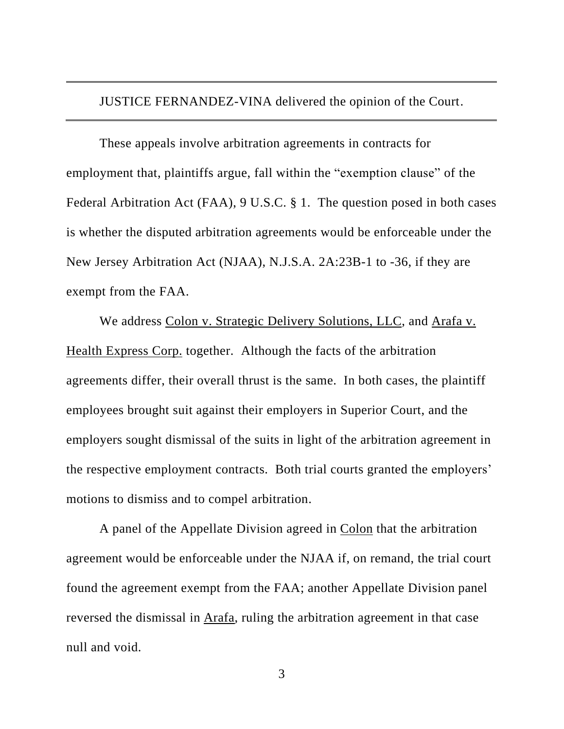JUSTICE FERNANDEZ-VINA delivered the opinion of the Court.

These appeals involve arbitration agreements in contracts for employment that, plaintiffs argue, fall within the "exemption clause" of the Federal Arbitration Act (FAA), 9 U.S.C. § 1. The question posed in both cases is whether the disputed arbitration agreements would be enforceable under the New Jersey Arbitration Act (NJAA), N.J.S.A. 2A:23B-1 to -36, if they are exempt from the FAA.

We address Colon v. Strategic Delivery Solutions, LLC, and Arafa v. Health Express Corp. together. Although the facts of the arbitration agreements differ, their overall thrust is the same. In both cases, the plaintiff employees brought suit against their employers in Superior Court, and the employers sought dismissal of the suits in light of the arbitration agreement in the respective employment contracts. Both trial courts granted the employers' motions to dismiss and to compel arbitration.

A panel of the Appellate Division agreed in Colon that the arbitration agreement would be enforceable under the NJAA if, on remand, the trial court found the agreement exempt from the FAA; another Appellate Division panel reversed the dismissal in Arafa, ruling the arbitration agreement in that case null and void.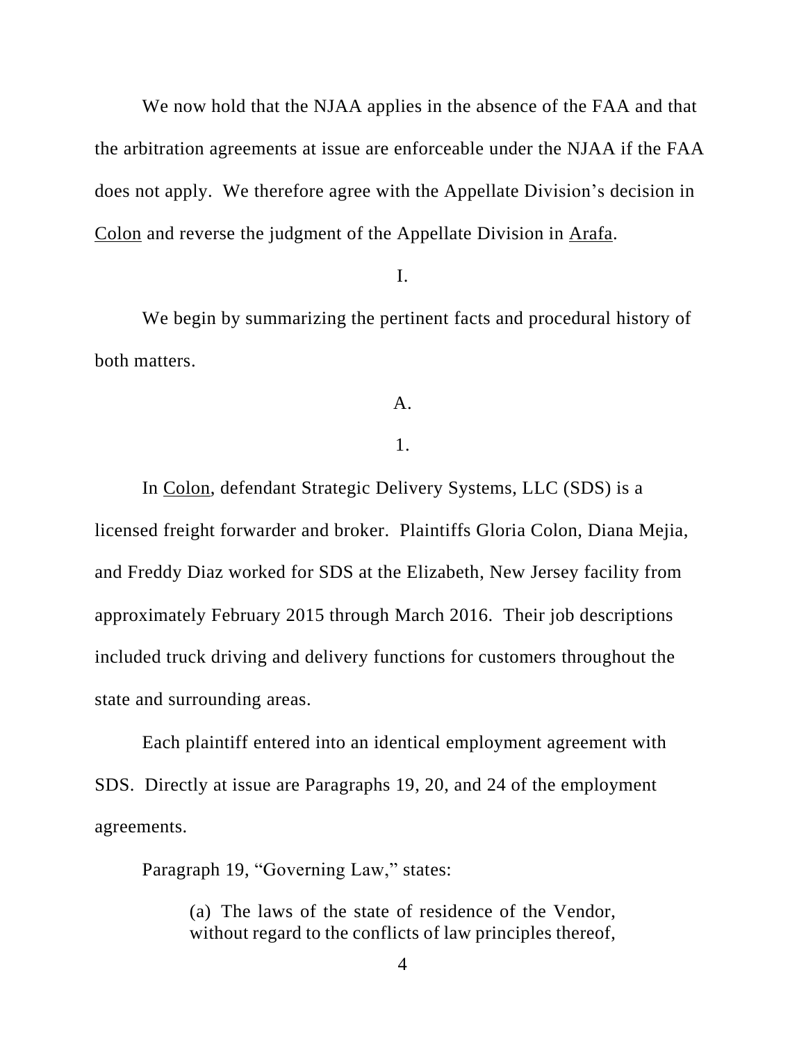We now hold that the NJAA applies in the absence of the FAA and that the arbitration agreements at issue are enforceable under the NJAA if the FAA does not apply. We therefore agree with the Appellate Division's decision in Colon and reverse the judgment of the Appellate Division in Arafa.

## I.

We begin by summarizing the pertinent facts and procedural history of both matters.

### A.

#### 1.

In Colon, defendant Strategic Delivery Systems, LLC (SDS) is a licensed freight forwarder and broker. Plaintiffs Gloria Colon, Diana Mejia, and Freddy Diaz worked for SDS at the Elizabeth, New Jersey facility from approximately February 2015 through March 2016. Their job descriptions included truck driving and delivery functions for customers throughout the state and surrounding areas.

Each plaintiff entered into an identical employment agreement with SDS. Directly at issue are Paragraphs 19, 20, and 24 of the employment agreements.

Paragraph 19, "Governing Law," states:

> (a) The laws of the state of residence of the Vendor, without regard to the conflicts of law principles thereof,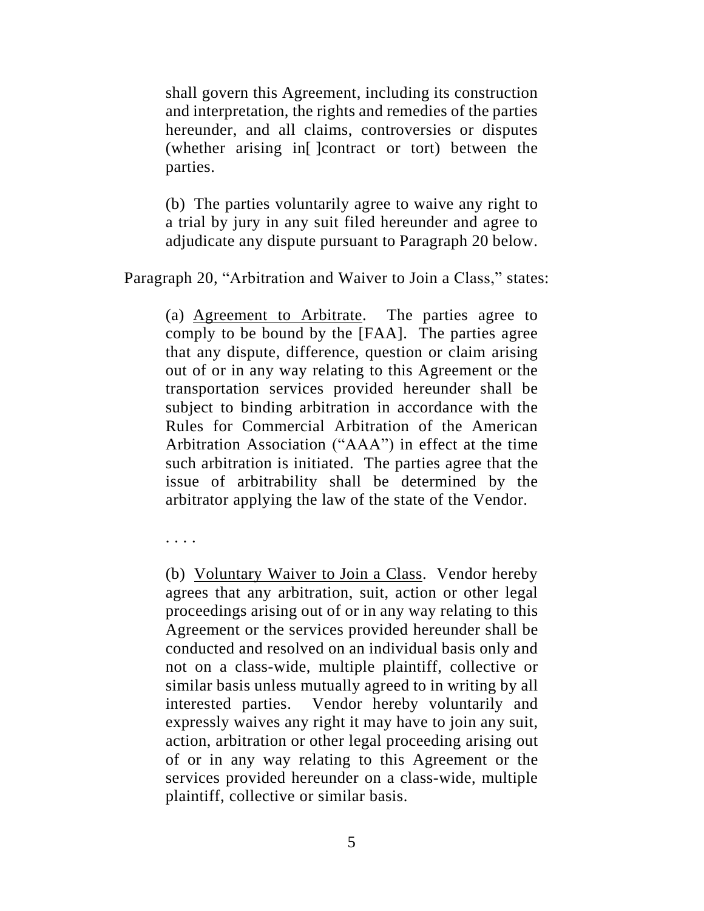> shall govern this Agreement, including its construction and interpretation, the rights and remedies of the parties hereunder, and all claims, controversies or disputes (whether arising in[ ]contract or tort) between the parties.
>
> (b) The parties voluntarily agree to waive any right to a trial by jury in any suit filed hereunder and agree to adjudicate any dispute pursuant to Paragraph 20 below.

Paragraph 20, "Arbitration and Waiver to Join a Class," states:

> (a) Agreement to Arbitrate. The parties agree to comply to be bound by the [FAA]. The parties agree that any dispute, difference, question or claim arising out of or in any way relating to this Agreement or the transportation services provided hereunder shall be subject to binding arbitration in accordance with the Rules for Commercial Arbitration of the American Arbitration Association ("AAA") in effect at the time such arbitration is initiated. The parties agree that the issue of arbitrability shall be determined by the arbitrator applying the law of the state of the Vendor.
>
> . . . .
>
> (b) Voluntary Waiver to Join a Class. Vendor hereby agrees that any arbitration, suit, action or other legal proceedings arising out of or in any way relating to this Agreement or the services provided hereunder shall be conducted and resolved on an individual basis only and not on a class-wide, multiple plaintiff, collective or similar basis unless mutually agreed to in writing by all interested parties. Vendor hereby voluntarily and expressly waives any right it may have to join any suit, action, arbitration or other legal proceeding arising out of or in any way relating to this Agreement or the services provided hereunder on a class-wide, multiple plaintiff, collective or similar basis.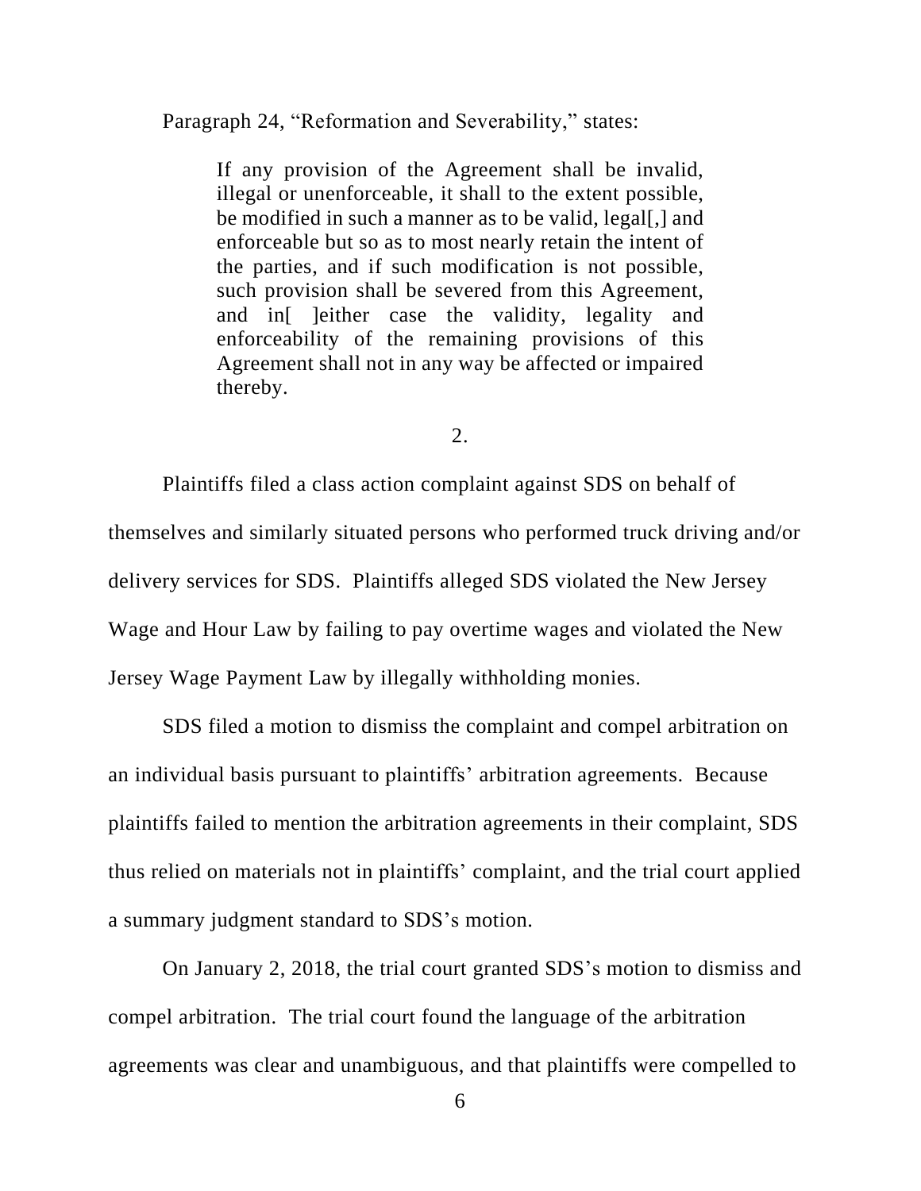Paragraph 24, "Reformation and Severability," states:

> If any provision of the Agreement shall be invalid, illegal or unenforceable, it shall to the extent possible, be modified in such a manner as to be valid, legal[,] and enforceable but so as to most nearly retain the intent of the parties, and if such modification is not possible, such provision shall be severed from this Agreement, and in[ ]either case the validity, legality and enforceability of the remaining provisions of this Agreement shall not in any way be affected or impaired thereby.

2.

Plaintiffs filed a class action complaint against SDS on behalf of themselves and similarly situated persons who performed truck driving and/or delivery services for SDS. Plaintiffs alleged SDS violated the New Jersey Wage and Hour Law by failing to pay overtime wages and violated the New Jersey Wage Payment Law by illegally withholding monies.

SDS filed a motion to dismiss the complaint and compel arbitration on an individual basis pursuant to plaintiffs' arbitration agreements. Because plaintiffs failed to mention the arbitration agreements in their complaint, SDS thus relied on materials not in plaintiffs' complaint, and the trial court applied a summary judgment standard to SDS's motion.

On January 2, 2018, the trial court granted SDS's motion to dismiss and compel arbitration. The trial court found the language of the arbitration agreements was clear and unambiguous, and that plaintiffs were compelled to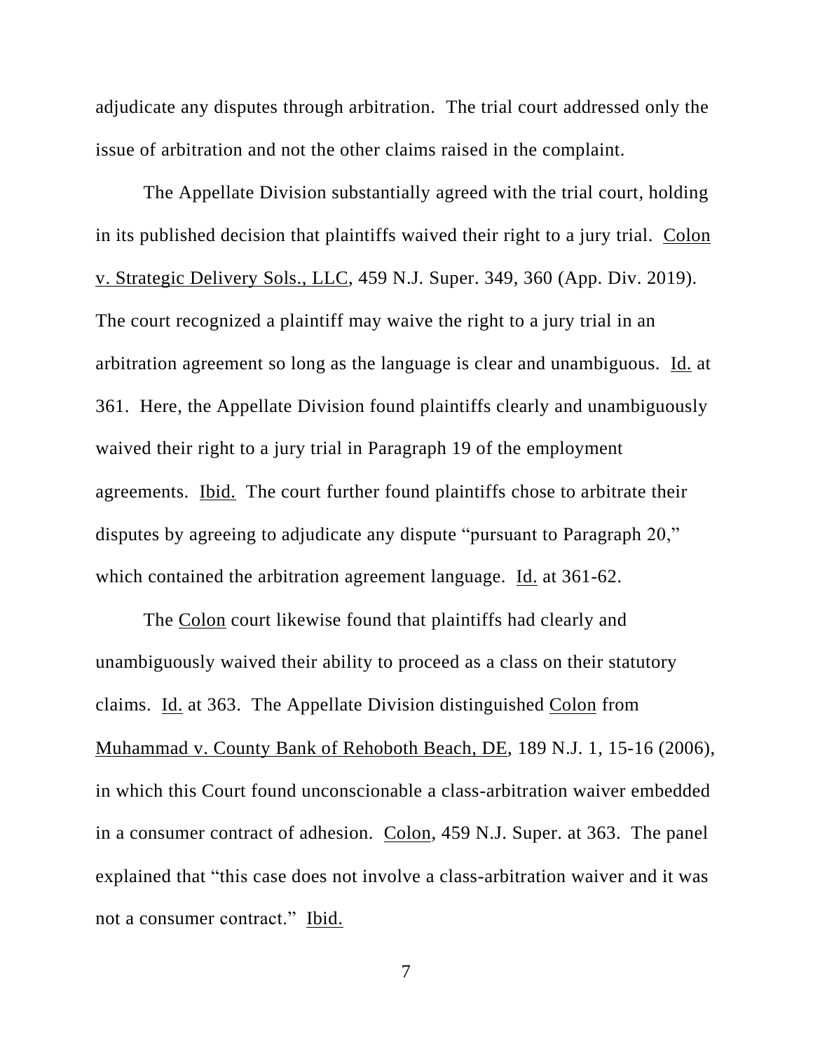adjudicate any disputes through arbitration. The trial court addressed only the issue of arbitration and not the other claims raised in the complaint.

The Appellate Division substantially agreed with the trial court, holding in its published decision that plaintiffs waived their right to a jury trial. Colon v. Strategic Delivery Sols., LLC, 459 N.J. Super. 349, 360 (App. Div. 2019). The court recognized a plaintiff may waive the right to a jury trial in an arbitration agreement so long as the language is clear and unambiguous. Id. at 361. Here, the Appellate Division found plaintiffs clearly and unambiguously waived their right to a jury trial in Paragraph 19 of the employment agreements. Ibid. The court further found plaintiffs chose to arbitrate their disputes by agreeing to adjudicate any dispute "pursuant to Paragraph 20," which contained the arbitration agreement language. Id. at 361-62.

The Colon court likewise found that plaintiffs had clearly and unambiguously waived their ability to proceed as a class on their statutory claims. Id. at 363. The Appellate Division distinguished Colon from Muhammad v. County Bank of Rehoboth Beach, DE, 189 N.J. 1, 15-16 (2006), in which this Court found unconscionable a class-arbitration waiver embedded in a consumer contract of adhesion. Colon, 459 N.J. Super. at 363. The panel explained that "this case does not involve a class-arbitration waiver and it was not a consumer contract." Ibid.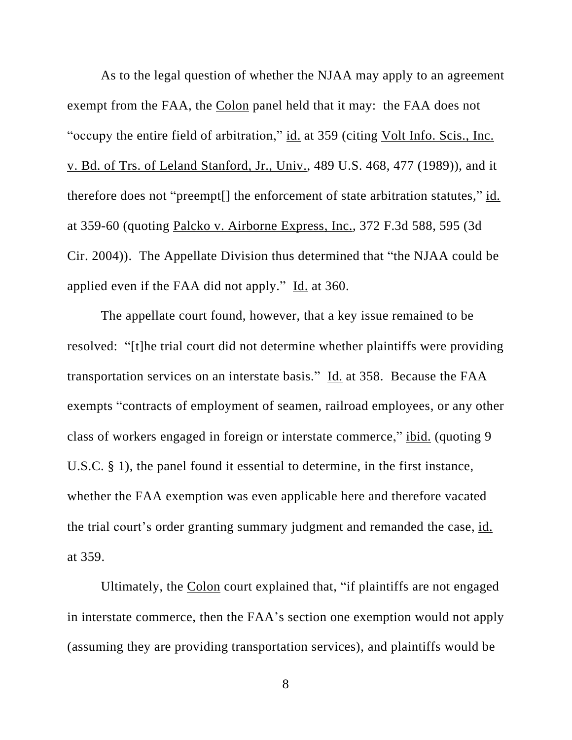As to the legal question of whether the NJAA may apply to an agreement exempt from the FAA, the Colon panel held that it may: the FAA does not "occupy the entire field of arbitration," id. at 359 (citing Volt Info. Scis., Inc. v. Bd. of Trs. of Leland Stanford, Jr., Univ., 489 U.S. 468, 477 (1989)), and it therefore does not "preempt[] the enforcement of state arbitration statutes," id. at 359-60 (quoting Palcko v. Airborne Express, Inc., 372 F.3d 588, 595 (3d Cir. 2004)). The Appellate Division thus determined that "the NJAA could be applied even if the FAA did not apply." Id. at 360.

The appellate court found, however, that a key issue remained to be resolved: "[t]he trial court did not determine whether plaintiffs were providing transportation services on an interstate basis." Id. at 358. Because the FAA exempts "contracts of employment of seamen, railroad employees, or any other class of workers engaged in foreign or interstate commerce," ibid. (quoting 9 U.S.C. § 1), the panel found it essential to determine, in the first instance, whether the FAA exemption was even applicable here and therefore vacated the trial court's order granting summary judgment and remanded the case, id. at 359.

Ultimately, the Colon court explained that, "if plaintiffs are not engaged in interstate commerce, then the FAA's section one exemption would not apply (assuming they are providing transportation services), and plaintiffs would be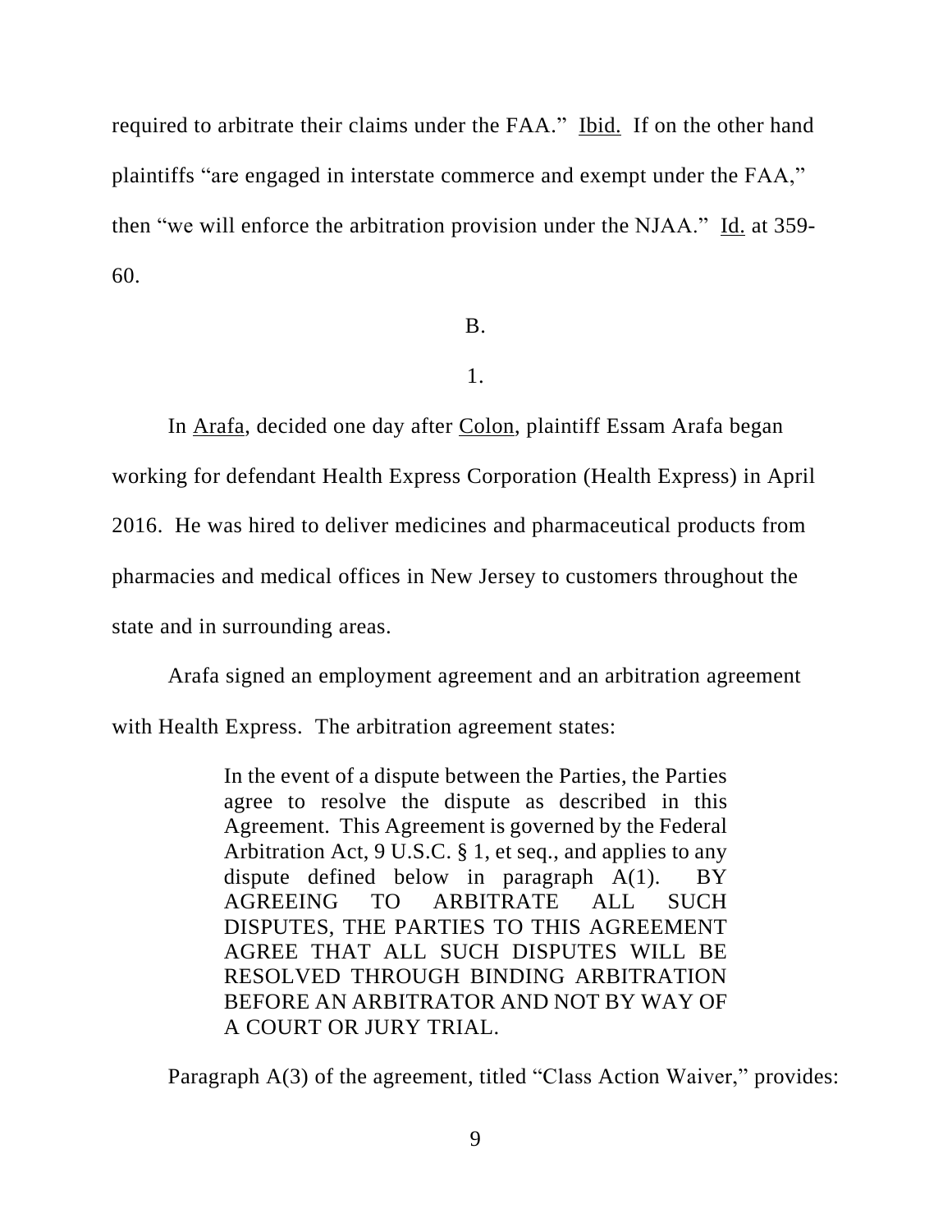required to arbitrate their claims under the FAA." Ibid. If on the other hand plaintiffs "are engaged in interstate commerce and exempt under the FAA," then "we will enforce the arbitration provision under the NJAA." Id. at 359-60.

B.

1.

In Arafa, decided one day after Colon, plaintiff Essam Arafa began working for defendant Health Express Corporation (Health Express) in April 2016. He was hired to deliver medicines and pharmaceutical products from pharmacies and medical offices in New Jersey to customers throughout the state and in surrounding areas.

Arafa signed an employment agreement and an arbitration agreement with Health Express. The arbitration agreement states:

> In the event of a dispute between the Parties, the Parties agree to resolve the dispute as described in this Agreement. This Agreement is governed by the Federal Arbitration Act, 9 U.S.C. § 1, et seq., and applies to any dispute defined below in paragraph A(1). BY AGREEING TO ARBITRATE ALL SUCH DISPUTES, THE PARTIES TO THIS AGREEMENT AGREE THAT ALL SUCH DISPUTES WILL BE RESOLVED THROUGH BINDING ARBITRATION BEFORE AN ARBITRATOR AND NOT BY WAY OF A COURT OR JURY TRIAL.

Paragraph A(3) of the agreement, titled "Class Action Waiver," provides: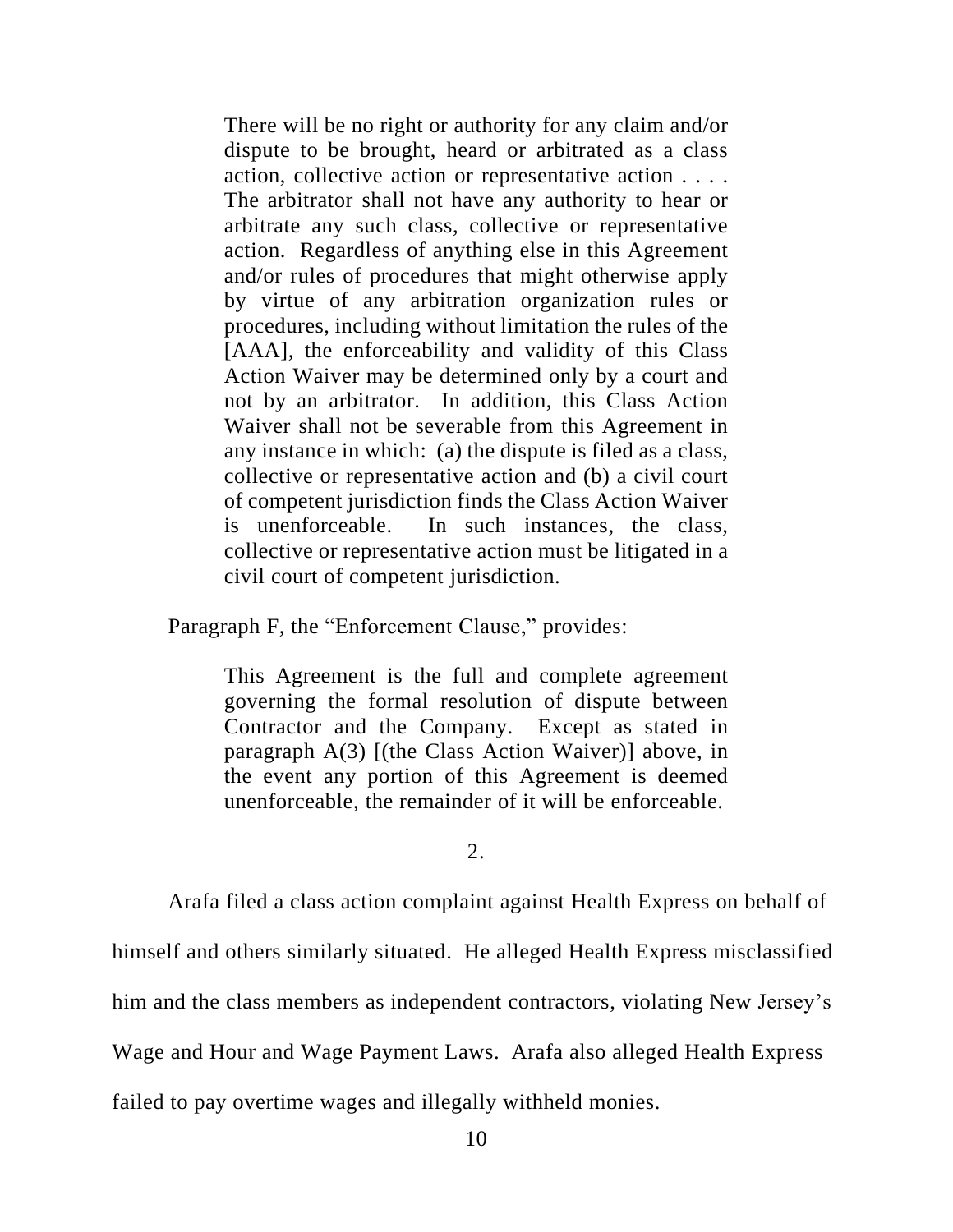> There will be no right or authority for any claim and/or dispute to be brought, heard or arbitrated as a class action, collective action or representative action . . . . The arbitrator shall not have any authority to hear or arbitrate any such class, collective or representative action. Regardless of anything else in this Agreement and/or rules of procedures that might otherwise apply by virtue of any arbitration organization rules or procedures, including without limitation the rules of the [AAA], the enforceability and validity of this Class Action Waiver may be determined only by a court and not by an arbitrator. In addition, this Class Action Waiver shall not be severable from this Agreement in any instance in which: (a) the dispute is filed as a class, collective or representative action and (b) a civil court of competent jurisdiction finds the Class Action Waiver is unenforceable. In such instances, the class, collective or representative action must be litigated in a civil court of competent jurisdiction.

Paragraph F, the "Enforcement Clause," provides:

> This Agreement is the full and complete agreement governing the formal resolution of dispute between Contractor and the Company. Except as stated in paragraph A(3) [(the Class Action Waiver)] above, in the event any portion of this Agreement is deemed unenforceable, the remainder of it will be enforceable.

2.

Arafa filed a class action complaint against Health Express on behalf of himself and others similarly situated. He alleged Health Express misclassified him and the class members as independent contractors, violating New Jersey's Wage and Hour and Wage Payment Laws. Arafa also alleged Health Express failed to pay overtime wages and illegally withheld monies.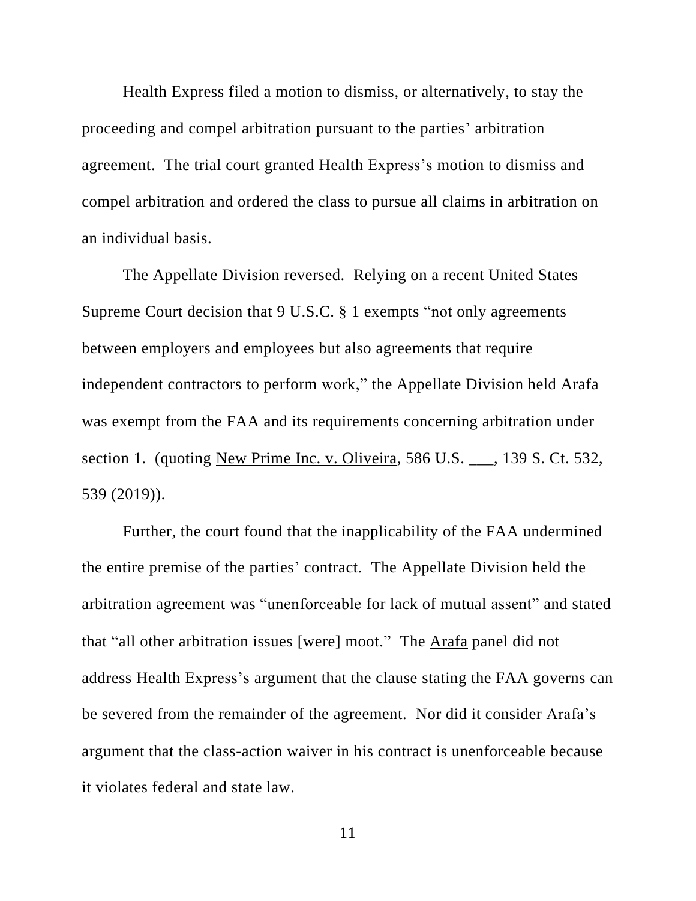Health Express filed a motion to dismiss, or alternatively, to stay the proceeding and compel arbitration pursuant to the parties' arbitration agreement. The trial court granted Health Express's motion to dismiss and compel arbitration and ordered the class to pursue all claims in arbitration on an individual basis.

The Appellate Division reversed. Relying on a recent United States Supreme Court decision that 9 U.S.C. § 1 exempts "not only agreements between employers and employees but also agreements that require independent contractors to perform work," the Appellate Division held Arafa was exempt from the FAA and its requirements concerning arbitration under section 1. (quoting New Prime Inc. v. Oliveira, 586 U.S. ___, 139 S. Ct. 532, 539 (2019)).

Further, the court found that the inapplicability of the FAA undermined the entire premise of the parties' contract. The Appellate Division held the arbitration agreement was "unenforceable for lack of mutual assent" and stated that "all other arbitration issues [were] moot." The Arafa panel did not address Health Express's argument that the clause stating the FAA governs can be severed from the remainder of the agreement. Nor did it consider Arafa's argument that the class-action waiver in his contract is unenforceable because it violates federal and state law.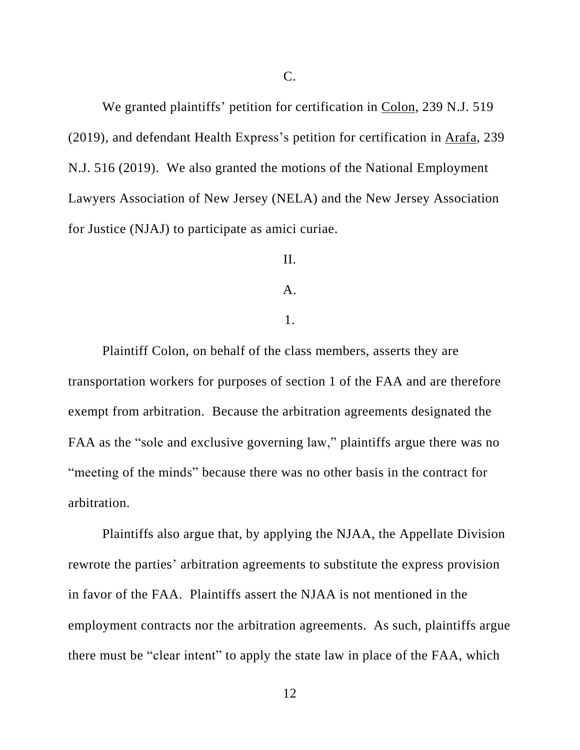C.

We granted plaintiffs' petition for certification in Colon, 239 N.J. 519 (2019), and defendant Health Express's petition for certification in Arafa, 239 N.J. 516 (2019). We also granted the motions of the National Employment Lawyers Association of New Jersey (NELA) and the New Jersey Association for Justice (NJAJ) to participate as amici curiae.

II.

A.

1.

Plaintiff Colon, on behalf of the class members, asserts they are transportation workers for purposes of section 1 of the FAA and are therefore exempt from arbitration. Because the arbitration agreements designated the FAA as the "sole and exclusive governing law," plaintiffs argue there was no "meeting of the minds" because there was no other basis in the contract for arbitration.

Plaintiffs also argue that, by applying the NJAA, the Appellate Division rewrote the parties' arbitration agreements to substitute the express provision in favor of the FAA. Plaintiffs assert the NJAA is not mentioned in the employment contracts nor the arbitration agreements. As such, plaintiffs argue there must be "clear intent" to apply the state law in place of the FAA, which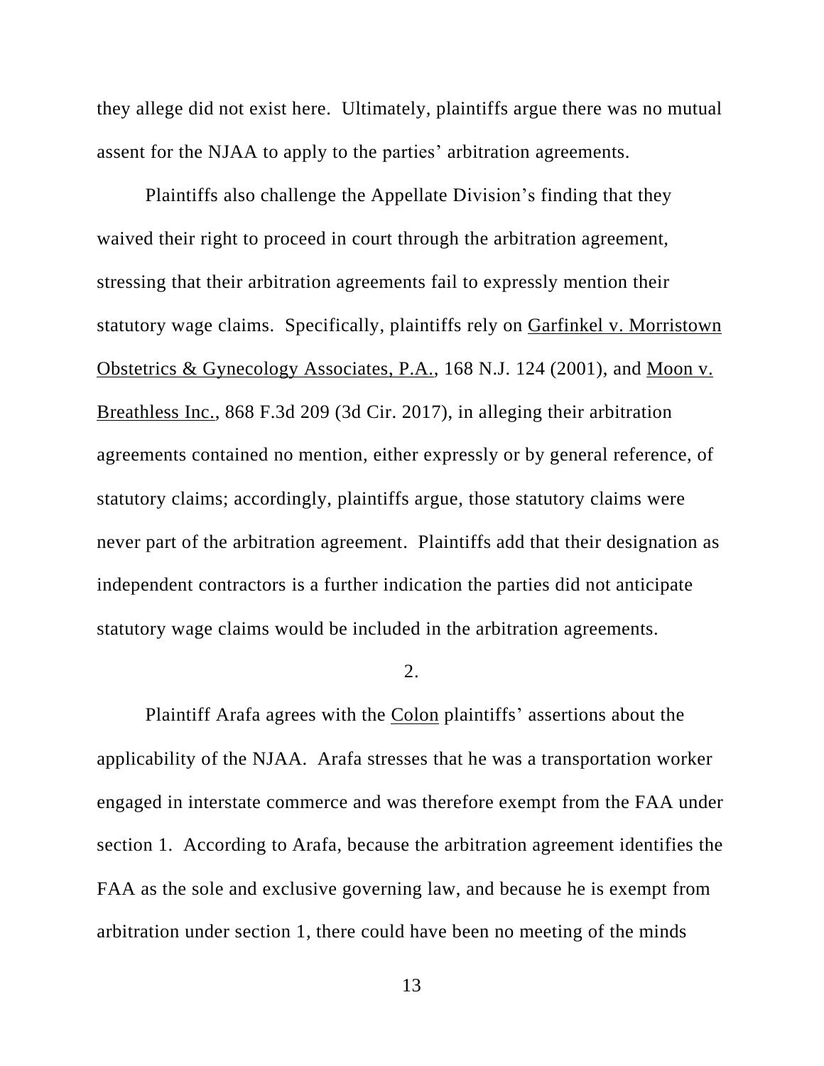they allege did not exist here. Ultimately, plaintiffs argue there was no mutual assent for the NJAA to apply to the parties' arbitration agreements.

Plaintiffs also challenge the Appellate Division's finding that they waived their right to proceed in court through the arbitration agreement, stressing that their arbitration agreements fail to expressly mention their statutory wage claims. Specifically, plaintiffs rely on Garfinkel v. Morristown Obstetrics & Gynecology Associates, P.A., 168 N.J. 124 (2001), and Moon v. Breathless Inc., 868 F.3d 209 (3d Cir. 2017), in alleging their arbitration agreements contained no mention, either expressly or by general reference, of statutory claims; accordingly, plaintiffs argue, those statutory claims were never part of the arbitration agreement. Plaintiffs add that their designation as independent contractors is a further indication the parties did not anticipate statutory wage claims would be included in the arbitration agreements.

2.

Plaintiff Arafa agrees with the Colon plaintiffs' assertions about the applicability of the NJAA. Arafa stresses that he was a transportation worker engaged in interstate commerce and was therefore exempt from the FAA under section 1. According to Arafa, because the arbitration agreement identifies the FAA as the sole and exclusive governing law, and because he is exempt from arbitration under section 1, there could have been no meeting of the minds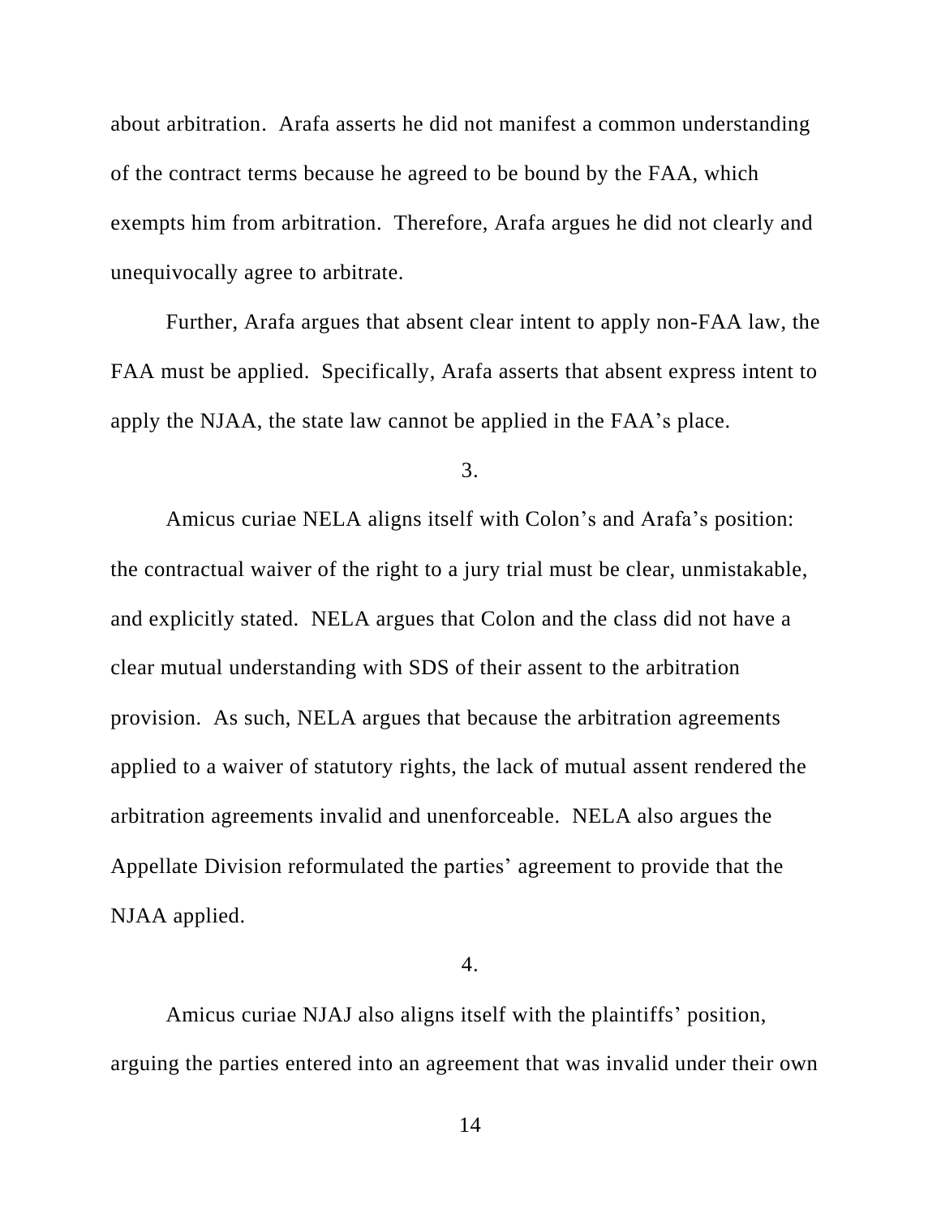about arbitration. Arafa asserts he did not manifest a common understanding of the contract terms because he agreed to be bound by the FAA, which exempts him from arbitration. Therefore, Arafa argues he did not clearly and unequivocally agree to arbitrate.

Further, Arafa argues that absent clear intent to apply non-FAA law, the FAA must be applied. Specifically, Arafa asserts that absent express intent to apply the NJAA, the state law cannot be applied in the FAA's place.

3.

Amicus curiae NELA aligns itself with Colon's and Arafa's position: the contractual waiver of the right to a jury trial must be clear, unmistakable, and explicitly stated. NELA argues that Colon and the class did not have a clear mutual understanding with SDS of their assent to the arbitration provision. As such, NELA argues that because the arbitration agreements applied to a waiver of statutory rights, the lack of mutual assent rendered the arbitration agreements invalid and unenforceable. NELA also argues the Appellate Division reformulated the parties' agreement to provide that the NJAA applied.

4.

Amicus curiae NJAJ also aligns itself with the plaintiffs' position, arguing the parties entered into an agreement that was invalid under their own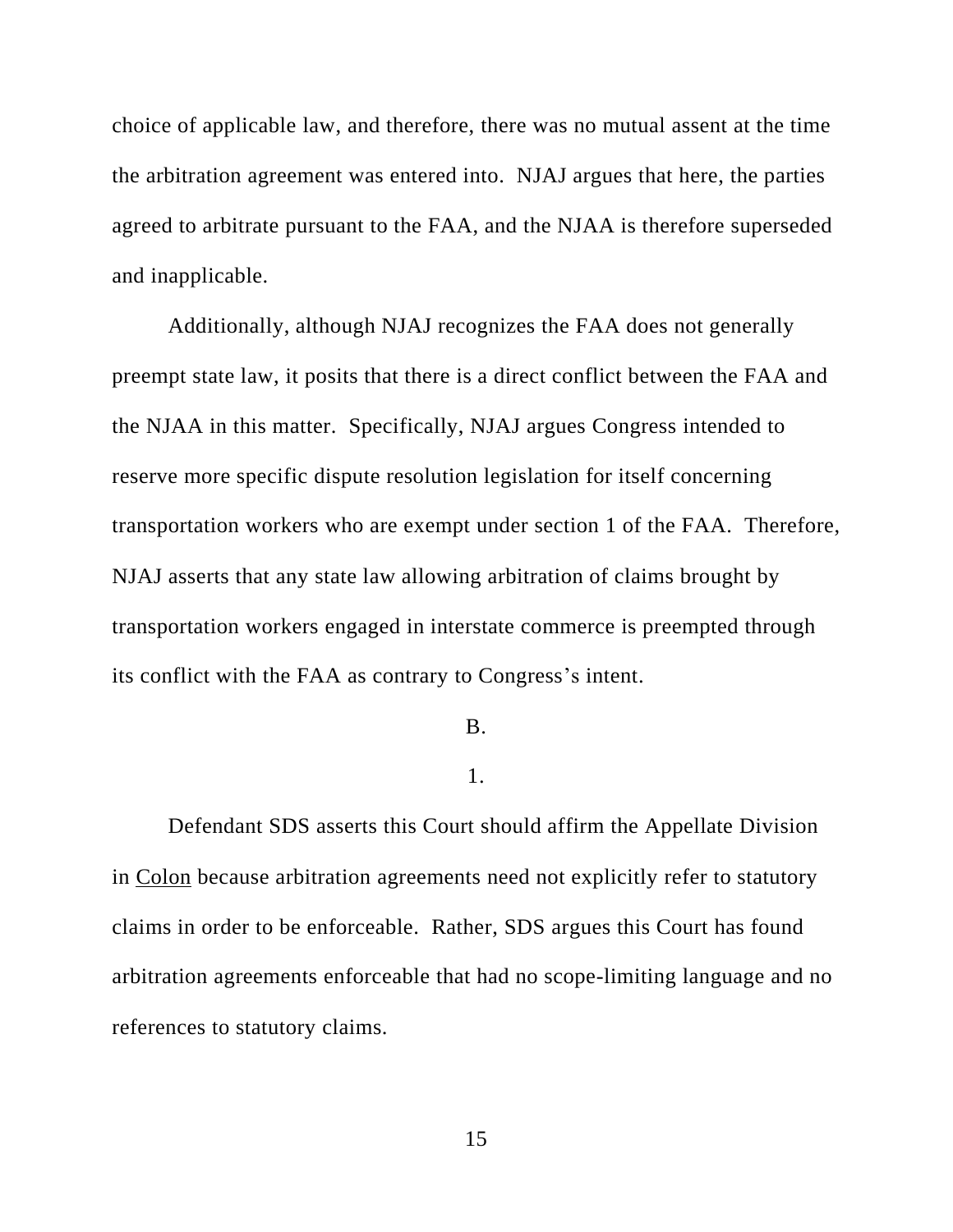choice of applicable law, and therefore, there was no mutual assent at the time the arbitration agreement was entered into. NJAJ argues that here, the parties agreed to arbitrate pursuant to the FAA, and the NJAA is therefore superseded and inapplicable.

Additionally, although NJAJ recognizes the FAA does not generally preempt state law, it posits that there is a direct conflict between the FAA and the NJAA in this matter. Specifically, NJAJ argues Congress intended to reserve more specific dispute resolution legislation for itself concerning transportation workers who are exempt under section 1 of the FAA. Therefore, NJAJ asserts that any state law allowing arbitration of claims brought by transportation workers engaged in interstate commerce is preempted through its conflict with the FAA as contrary to Congress's intent.

B.

1.

Defendant SDS asserts this Court should affirm the Appellate Division in Colon because arbitration agreements need not explicitly refer to statutory claims in order to be enforceable. Rather, SDS argues this Court has found arbitration agreements enforceable that had no scope-limiting language and no references to statutory claims.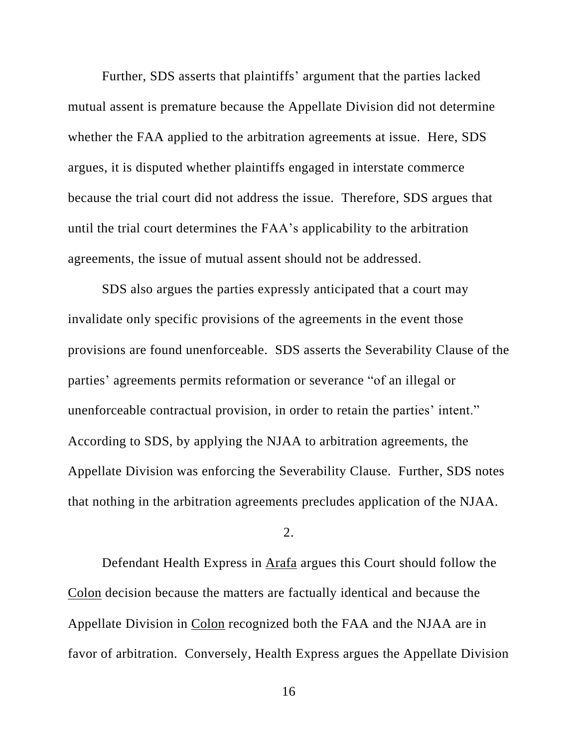Further, SDS asserts that plaintiffs' argument that the parties lacked mutual assent is premature because the Appellate Division did not determine whether the FAA applied to the arbitration agreements at issue. Here, SDS argues, it is disputed whether plaintiffs engaged in interstate commerce because the trial court did not address the issue. Therefore, SDS argues that until the trial court determines the FAA's applicability to the arbitration agreements, the issue of mutual assent should not be addressed.

SDS also argues the parties expressly anticipated that a court may invalidate only specific provisions of the agreements in the event those provisions are found unenforceable. SDS asserts the Severability Clause of the parties' agreements permits reformation or severance "of an illegal or unenforceable contractual provision, in order to retain the parties' intent." According to SDS, by applying the NJAA to arbitration agreements, the Appellate Division was enforcing the Severability Clause. Further, SDS notes that nothing in the arbitration agreements precludes application of the NJAA.

2.

Defendant Health Express in Arafa argues this Court should follow the Colon decision because the matters are factually identical and because the Appellate Division in Colon recognized both the FAA and the NJAA are in favor of arbitration. Conversely, Health Express argues the Appellate Division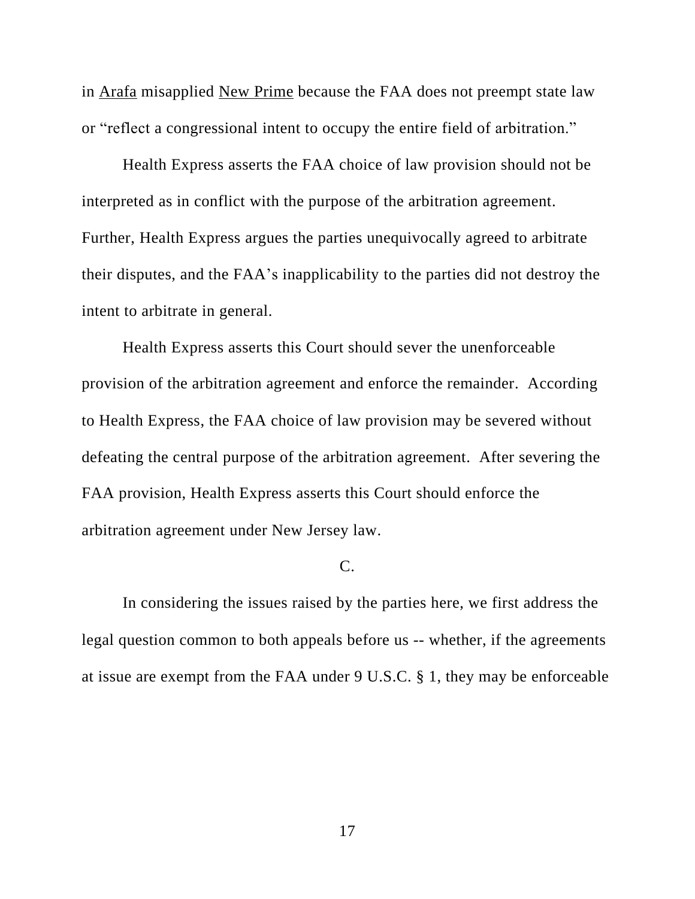in Arafa misapplied New Prime because the FAA does not preempt state law or "reflect a congressional intent to occupy the entire field of arbitration."

Health Express asserts the FAA choice of law provision should not be interpreted as in conflict with the purpose of the arbitration agreement. Further, Health Express argues the parties unequivocally agreed to arbitrate their disputes, and the FAA's inapplicability to the parties did not destroy the intent to arbitrate in general.

Health Express asserts this Court should sever the unenforceable provision of the arbitration agreement and enforce the remainder. According to Health Express, the FAA choice of law provision may be severed without defeating the central purpose of the arbitration agreement. After severing the FAA provision, Health Express asserts this Court should enforce the arbitration agreement under New Jersey law.

C.

In considering the issues raised by the parties here, we first address the legal question common to both appeals before us -- whether, if the agreements at issue are exempt from the FAA under 9 U.S.C. § 1, they may be enforceable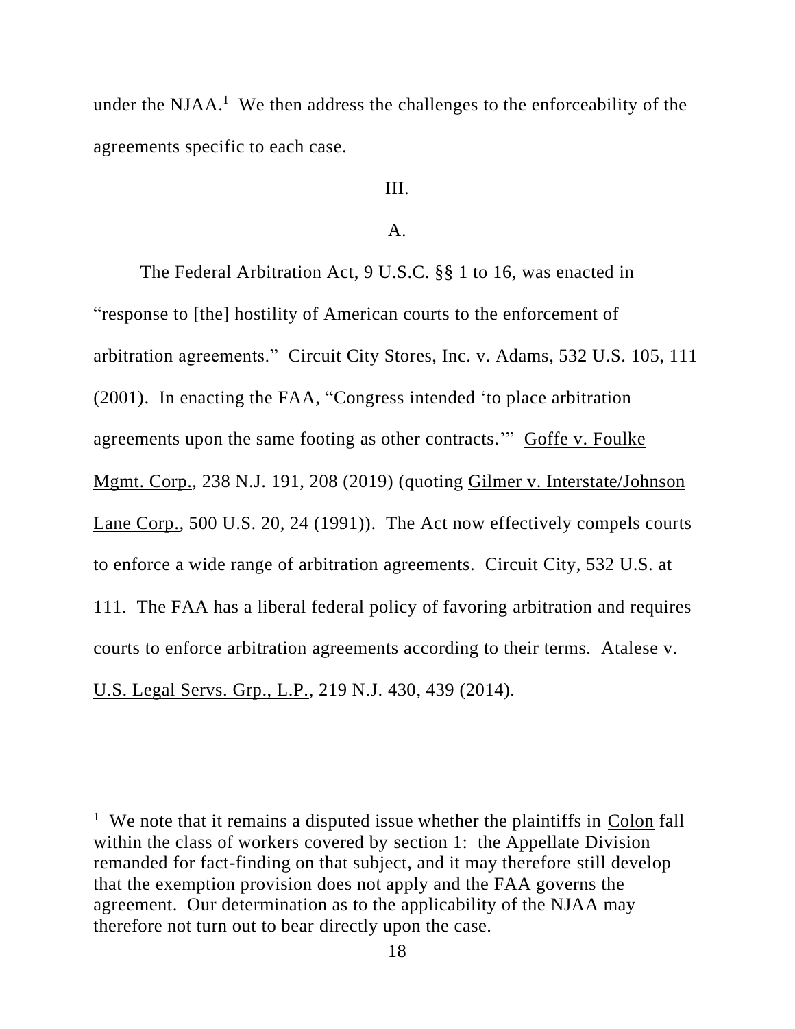under the NJAA.[1] We then address the challenges to the enforceability of the agreements specific to each case.

III.

A.

The Federal Arbitration Act, 9 U.S.C. §§ 1 to 16, was enacted in "response to [the] hostility of American courts to the enforcement of arbitration agreements." Circuit City Stores, Inc. v. Adams, 532 U.S. 105, 111 (2001). In enacting the FAA, "Congress intended 'to place arbitration agreements upon the same footing as other contracts.'" Goffe v. Foulke Mgmt. Corp., 238 N.J. 191, 208 (2019) (quoting Gilmer v. Interstate/Johnson Lane Corp., 500 U.S. 20, 24 (1991)). The Act now effectively compels courts to enforce a wide range of arbitration agreements. Circuit City, 532 U.S. at 111. The FAA has a liberal federal policy of favoring arbitration and requires courts to enforce arbitration agreements according to their terms. Atalese v. U.S. Legal Servs. Grp., L.P., 219 N.J. 430, 439 (2014).

---

[1] We note that it remains a disputed issue whether the plaintiffs in Colon fall within the class of workers covered by section 1: the Appellate Division remanded for fact-finding on that subject, and it may therefore still develop that the exemption provision does not apply and the FAA governs the agreement. Our determination as to the applicability of the NJAA may therefore not turn out to bear directly upon the case.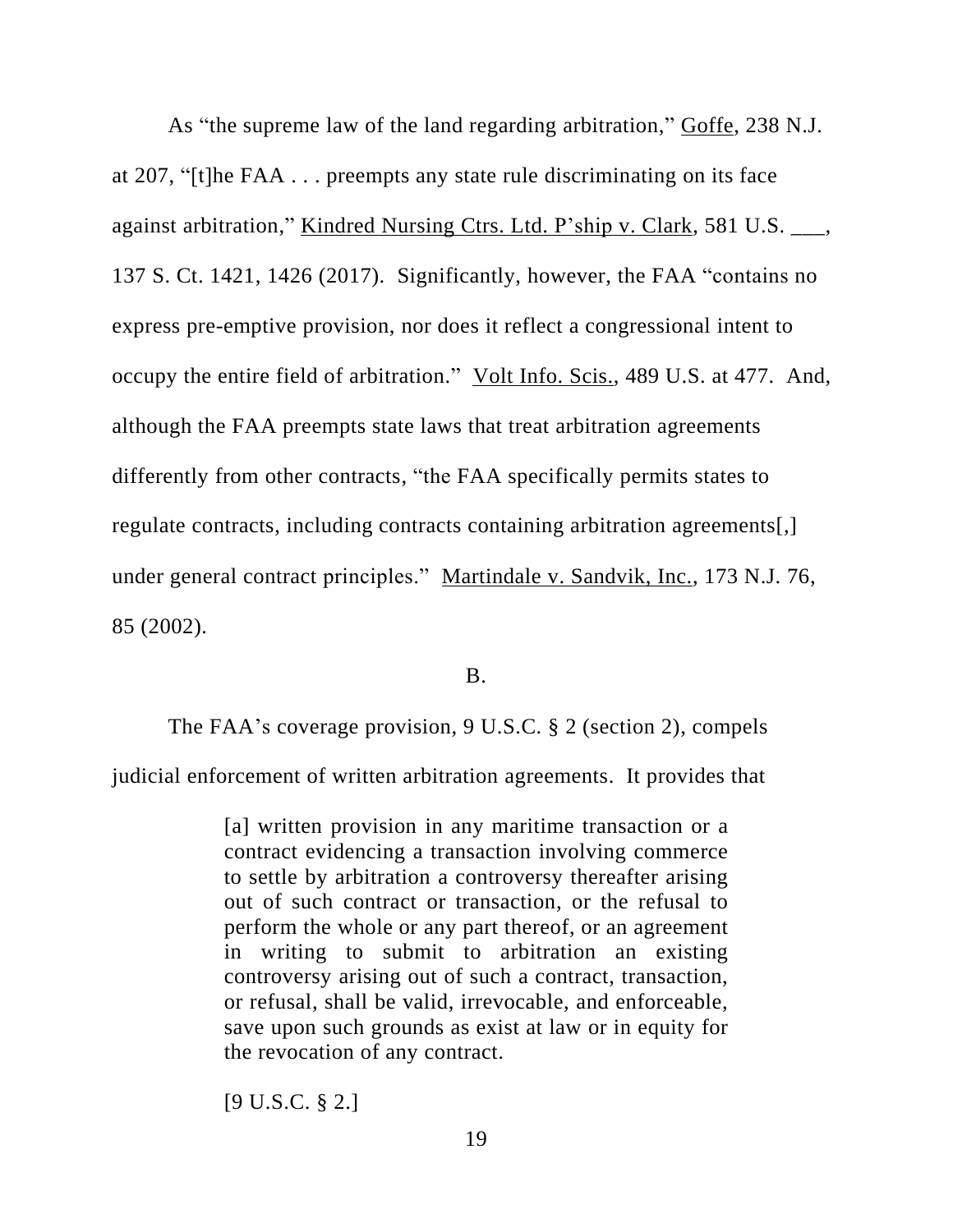As "the supreme law of the land regarding arbitration," Goffe, 238 N.J. at 207, "[t]he FAA . . . preempts any state rule discriminating on its face against arbitration," Kindred Nursing Ctrs. Ltd. P'ship v. Clark, 581 U.S. ___, 137 S. Ct. 1421, 1426 (2017). Significantly, however, the FAA "contains no express pre-emptive provision, nor does it reflect a congressional intent to occupy the entire field of arbitration." Volt Info. Scis., 489 U.S. at 477. And, although the FAA preempts state laws that treat arbitration agreements differently from other contracts, "the FAA specifically permits states to regulate contracts, including contracts containing arbitration agreements[,] under general contract principles." Martindale v. Sandvik, Inc., 173 N.J. 76, 85 (2002).

### B.

The FAA's coverage provision, 9 U.S.C. § 2 (section 2), compels judicial enforcement of written arbitration agreements. It provides that

> [a] written provision in any maritime transaction or a contract evidencing a transaction involving commerce to settle by arbitration a controversy thereafter arising out of such contract or transaction, or the refusal to perform the whole or any part thereof, or an agreement in writing to submit to arbitration an existing controversy arising out of such a contract, transaction, or refusal, shall be valid, irrevocable, and enforceable, save upon such grounds as exist at law or in equity for the revocation of any contract.
>
> [9 U.S.C. § 2.]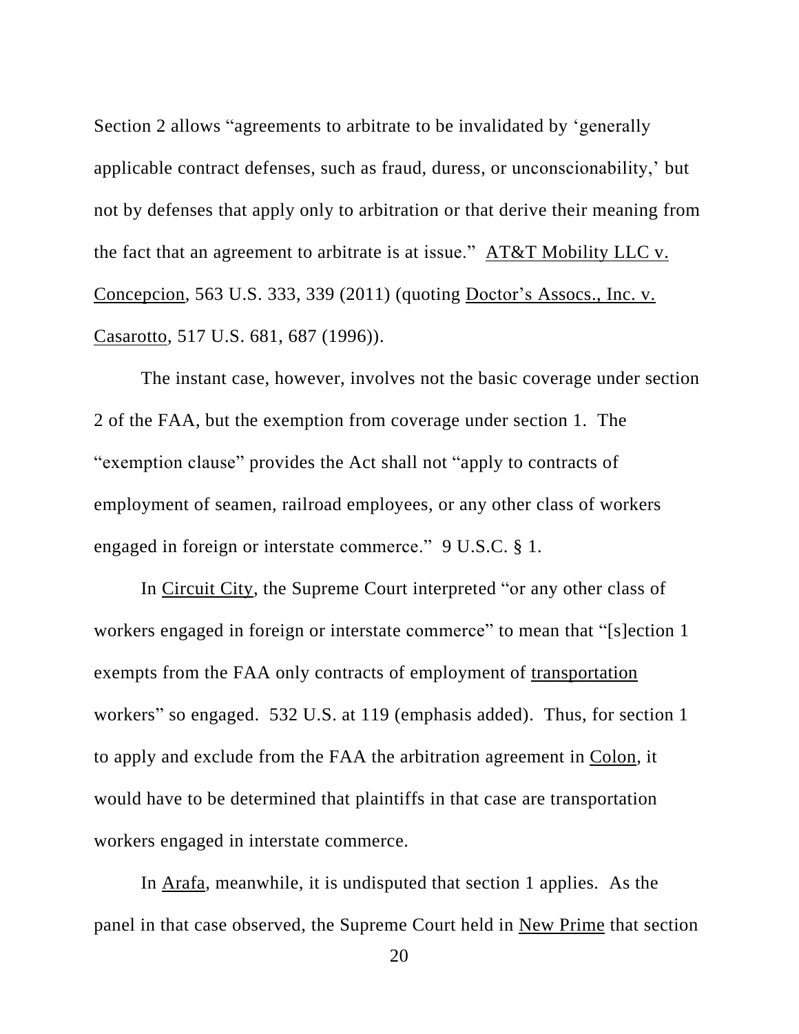Section 2 allows "agreements to arbitrate to be invalidated by 'generally applicable contract defenses, such as fraud, duress, or unconscionability,' but not by defenses that apply only to arbitration or that derive their meaning from the fact that an agreement to arbitrate is at issue." AT&T Mobility LLC v. Concepcion, 563 U.S. 333, 339 (2011) (quoting Doctor's Assocs., Inc. v. Casarotto, 517 U.S. 681, 687 (1996)).

The instant case, however, involves not the basic coverage under section 2 of the FAA, but the exemption from coverage under section 1. The "exemption clause" provides the Act shall not "apply to contracts of employment of seamen, railroad employees, or any other class of workers engaged in foreign or interstate commerce." 9 U.S.C. § 1.

In Circuit City, the Supreme Court interpreted "or any other class of workers engaged in foreign or interstate commerce" to mean that "[s]ection 1 exempts from the FAA only contracts of employment of transportation workers" so engaged. 532 U.S. at 119 (emphasis added). Thus, for section 1 to apply and exclude from the FAA the arbitration agreement in Colon, it would have to be determined that plaintiffs in that case are transportation workers engaged in interstate commerce.

In Arafa, meanwhile, it is undisputed that section 1 applies. As the panel in that case observed, the Supreme Court held in New Prime that section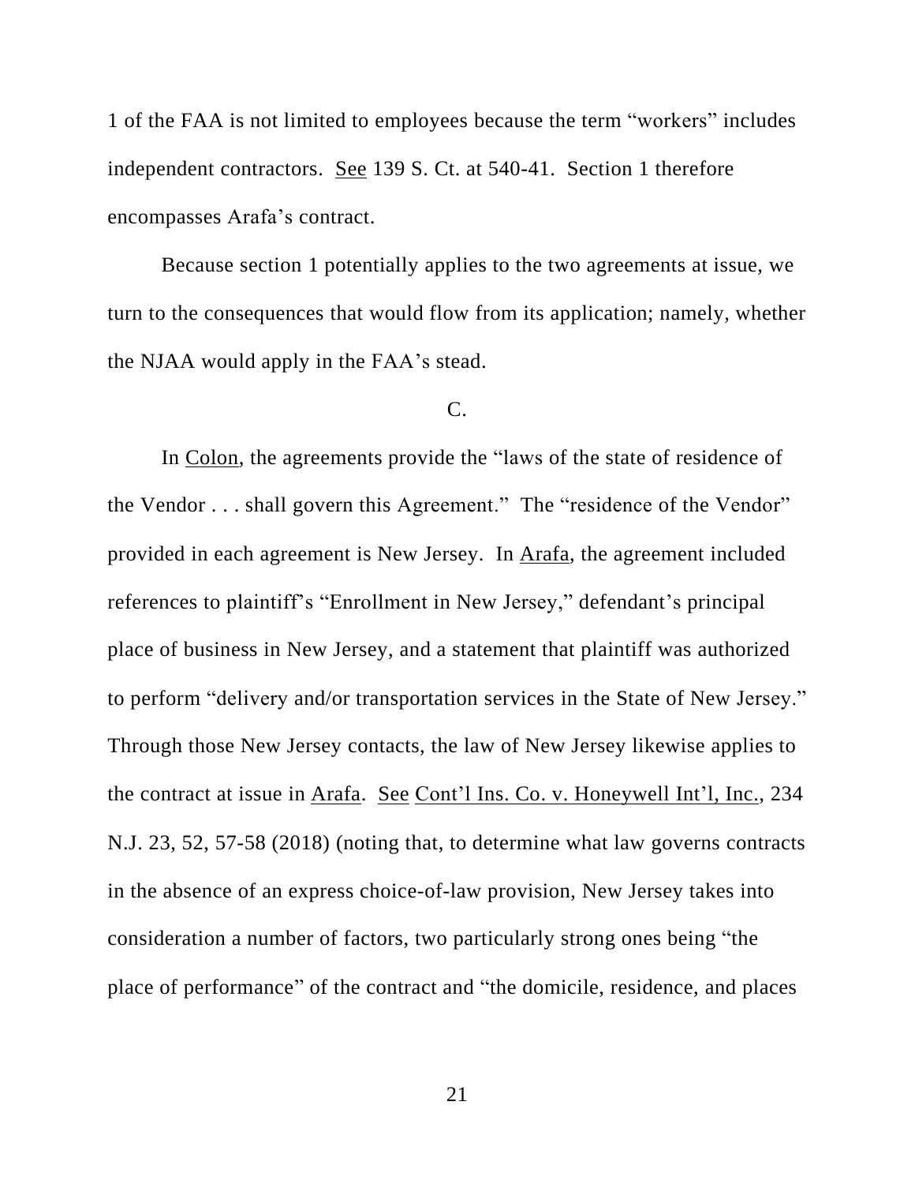1 of the FAA is not limited to employees because the term "workers" includes independent contractors. See 139 S. Ct. at 540-41. Section 1 therefore encompasses Arafa's contract.

Because section 1 potentially applies to the two agreements at issue, we turn to the consequences that would flow from its application; namely, whether the NJAA would apply in the FAA's stead.

C.

In Colon, the agreements provide the "laws of the state of residence of the Vendor . . . shall govern this Agreement." The "residence of the Vendor" provided in each agreement is New Jersey. In Arafa, the agreement included references to plaintiff's "Enrollment in New Jersey," defendant's principal place of business in New Jersey, and a statement that plaintiff was authorized to perform "delivery and/or transportation services in the State of New Jersey." Through those New Jersey contacts, the law of New Jersey likewise applies to the contract at issue in Arafa. See Cont'l Ins. Co. v. Honeywell Int'l, Inc., 234 N.J. 23, 52, 57-58 (2018) (noting that, to determine what law governs contracts in the absence of an express choice-of-law provision, New Jersey takes into consideration a number of factors, two particularly strong ones being "the place of performance" of the contract and "the domicile, residence, and places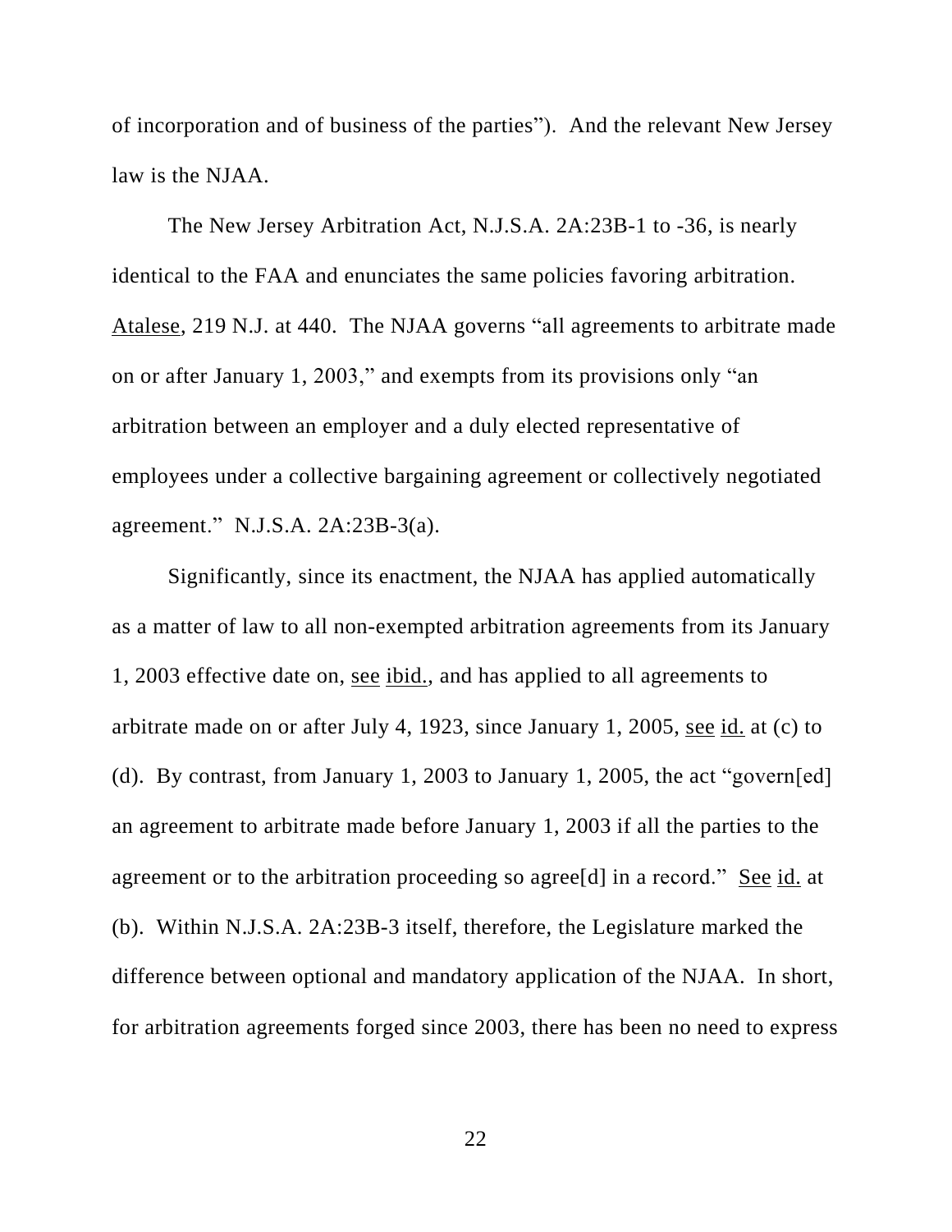of incorporation and of business of the parties"). And the relevant New Jersey law is the NJAA.

The New Jersey Arbitration Act, N.J.S.A. 2A:23B-1 to -36, is nearly identical to the FAA and enunciates the same policies favoring arbitration. Atalese, 219 N.J. at 440. The NJAA governs "all agreements to arbitrate made on or after January 1, 2003," and exempts from its provisions only "an arbitration between an employer and a duly elected representative of employees under a collective bargaining agreement or collectively negotiated agreement." N.J.S.A. 2A:23B-3(a).

Significantly, since its enactment, the NJAA has applied automatically as a matter of law to all non-exempted arbitration agreements from its January 1, 2003 effective date on, see ibid., and has applied to all agreements to arbitrate made on or after July 4, 1923, since January 1, 2005, see id. at (c) to (d). By contrast, from January 1, 2003 to January 1, 2005, the act "govern[ed] an agreement to arbitrate made before January 1, 2003 if all the parties to the agreement or to the arbitration proceeding so agree[d] in a record." See id. at (b). Within N.J.S.A. 2A:23B-3 itself, therefore, the Legislature marked the difference between optional and mandatory application of the NJAA. In short, for arbitration agreements forged since 2003, there has been no need to express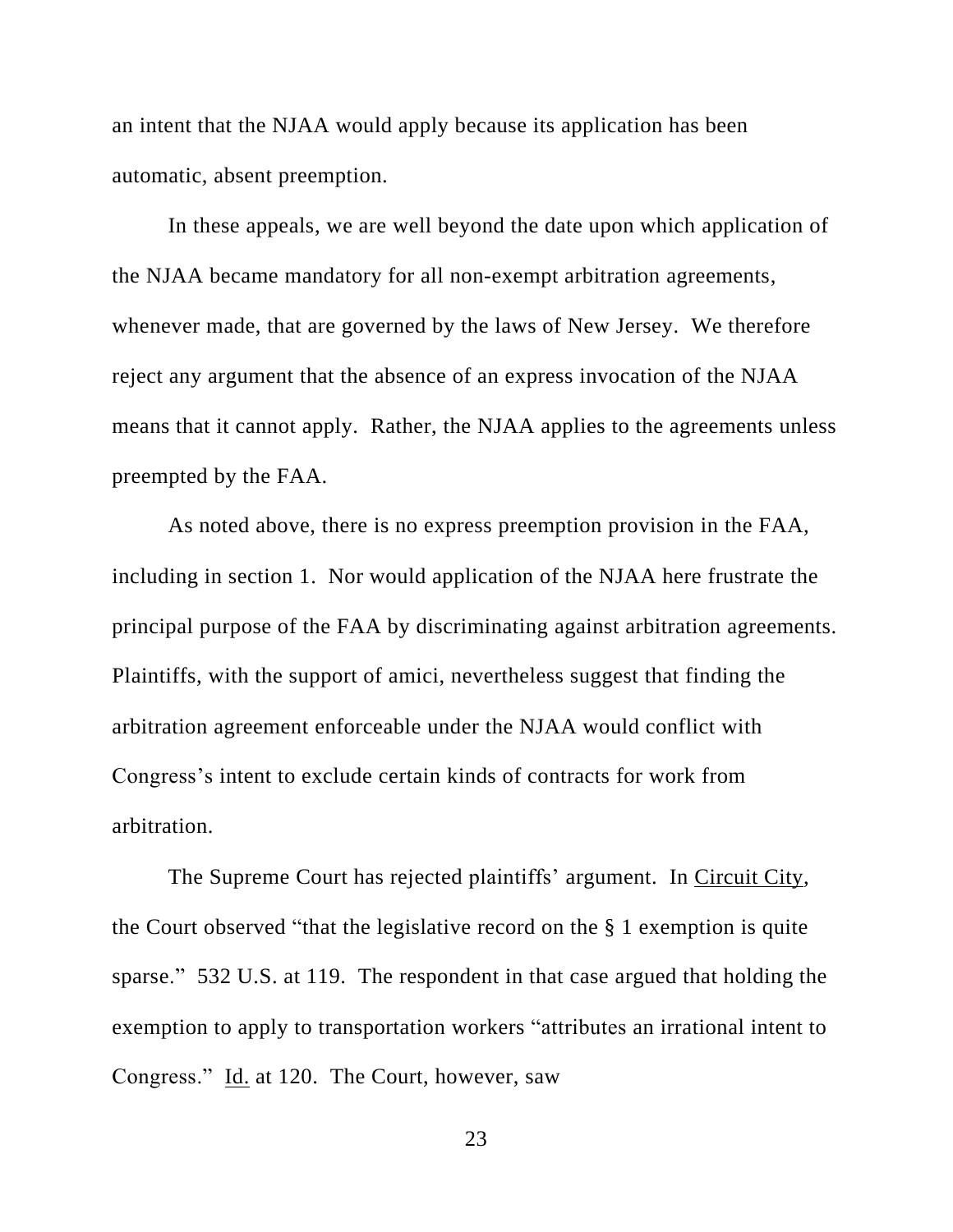an intent that the NJAA would apply because its application has been automatic, absent preemption.

In these appeals, we are well beyond the date upon which application of the NJAA became mandatory for all non-exempt arbitration agreements, whenever made, that are governed by the laws of New Jersey. We therefore reject any argument that the absence of an express invocation of the NJAA means that it cannot apply. Rather, the NJAA applies to the agreements unless preempted by the FAA.

As noted above, there is no express preemption provision in the FAA, including in section 1. Nor would application of the NJAA here frustrate the principal purpose of the FAA by discriminating against arbitration agreements. Plaintiffs, with the support of amici, nevertheless suggest that finding the arbitration agreement enforceable under the NJAA would conflict with Congress's intent to exclude certain kinds of contracts for work from arbitration.

The Supreme Court has rejected plaintiffs' argument. In Circuit City, the Court observed "that the legislative record on the § 1 exemption is quite sparse." 532 U.S. at 119. The respondent in that case argued that holding the exemption to apply to transportation workers "attributes an irrational intent to Congress." Id. at 120. The Court, however, saw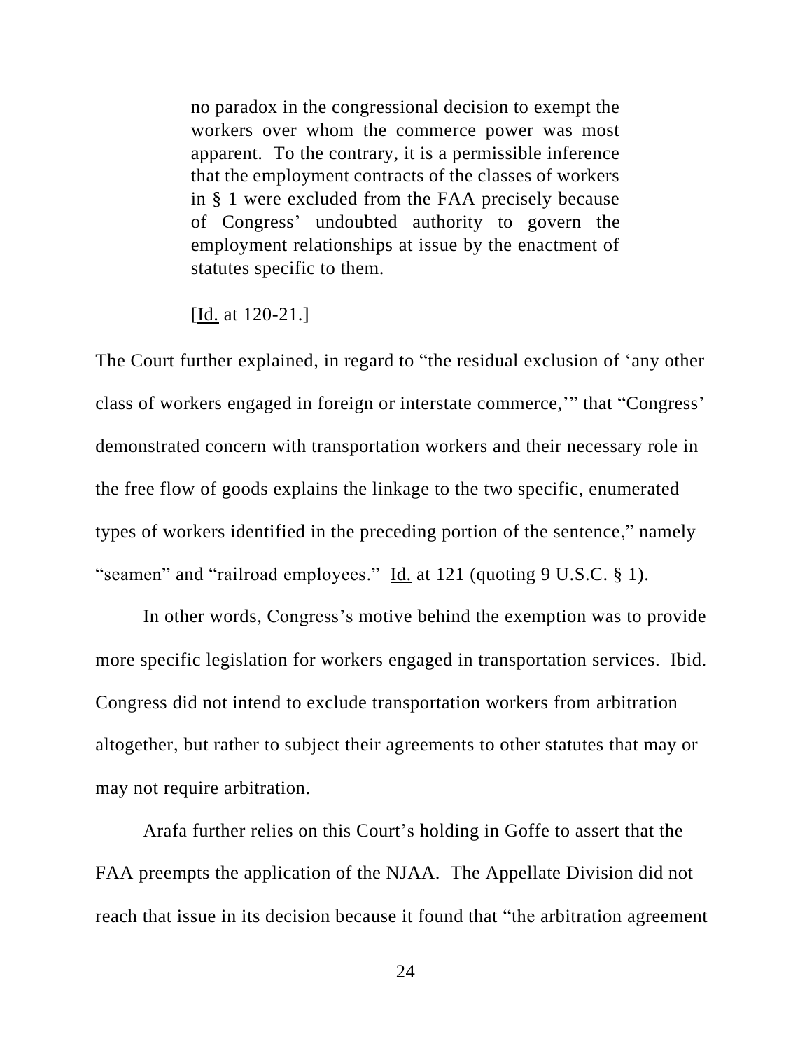> no paradox in the congressional decision to exempt the workers over whom the commerce power was most apparent. To the contrary, it is a permissible inference that the employment contracts of the classes of workers in § 1 were excluded from the FAA precisely because of Congress' undoubted authority to govern the employment relationships at issue by the enactment of statutes specific to them.
>
> [Id. at 120-21.]

The Court further explained, in regard to "the residual exclusion of 'any other class of workers engaged in foreign or interstate commerce,'" that "Congress' demonstrated concern with transportation workers and their necessary role in the free flow of goods explains the linkage to the two specific, enumerated types of workers identified in the preceding portion of the sentence," namely "seamen" and "railroad employees." Id. at 121 (quoting 9 U.S.C. § 1).

In other words, Congress's motive behind the exemption was to provide more specific legislation for workers engaged in transportation services. Ibid. Congress did not intend to exclude transportation workers from arbitration altogether, but rather to subject their agreements to other statutes that may or may not require arbitration.

Arafa further relies on this Court's holding in Goffe to assert that the FAA preempts the application of the NJAA. The Appellate Division did not reach that issue in its decision because it found that "the arbitration agreement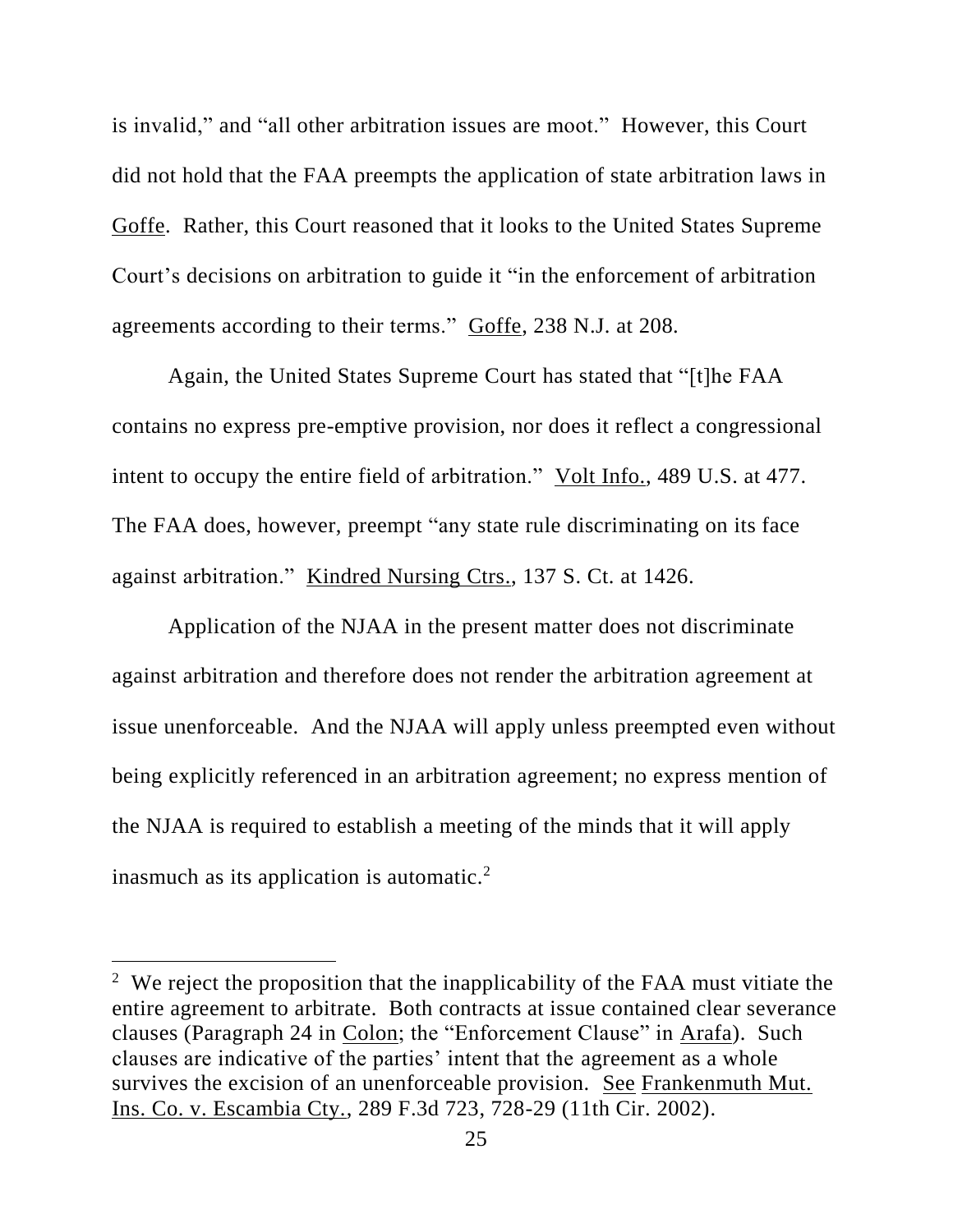is invalid," and "all other arbitration issues are moot." However, this Court did not hold that the FAA preempts the application of state arbitration laws in Goffe. Rather, this Court reasoned that it looks to the United States Supreme Court's decisions on arbitration to guide it "in the enforcement of arbitration agreements according to their terms." Goffe, 238 N.J. at 208.

Again, the United States Supreme Court has stated that "[t]he FAA contains no express pre-emptive provision, nor does it reflect a congressional intent to occupy the entire field of arbitration." Volt Info., 489 U.S. at 477. The FAA does, however, preempt "any state rule discriminating on its face against arbitration." Kindred Nursing Ctrs., 137 S. Ct. at 1426.

Application of the NJAA in the present matter does not discriminate against arbitration and therefore does not render the arbitration agreement at issue unenforceable. And the NJAA will apply unless preempted even without being explicitly referenced in an arbitration agreement; no express mention of the NJAA is required to establish a meeting of the minds that it will apply inasmuch as its application is automatic.[2]

---

[2] We reject the proposition that the inapplicability of the FAA must vitiate the entire agreement to arbitrate. Both contracts at issue contained clear severance clauses (Paragraph 24 in Colon; the "Enforcement Clause" in Arafa). Such clauses are indicative of the parties' intent that the agreement as a whole survives the excision of an unenforceable provision. See Frankenmuth Mut. Ins. Co. v. Escambia Cty., 289 F.3d 723, 728-29 (11th Cir. 2002).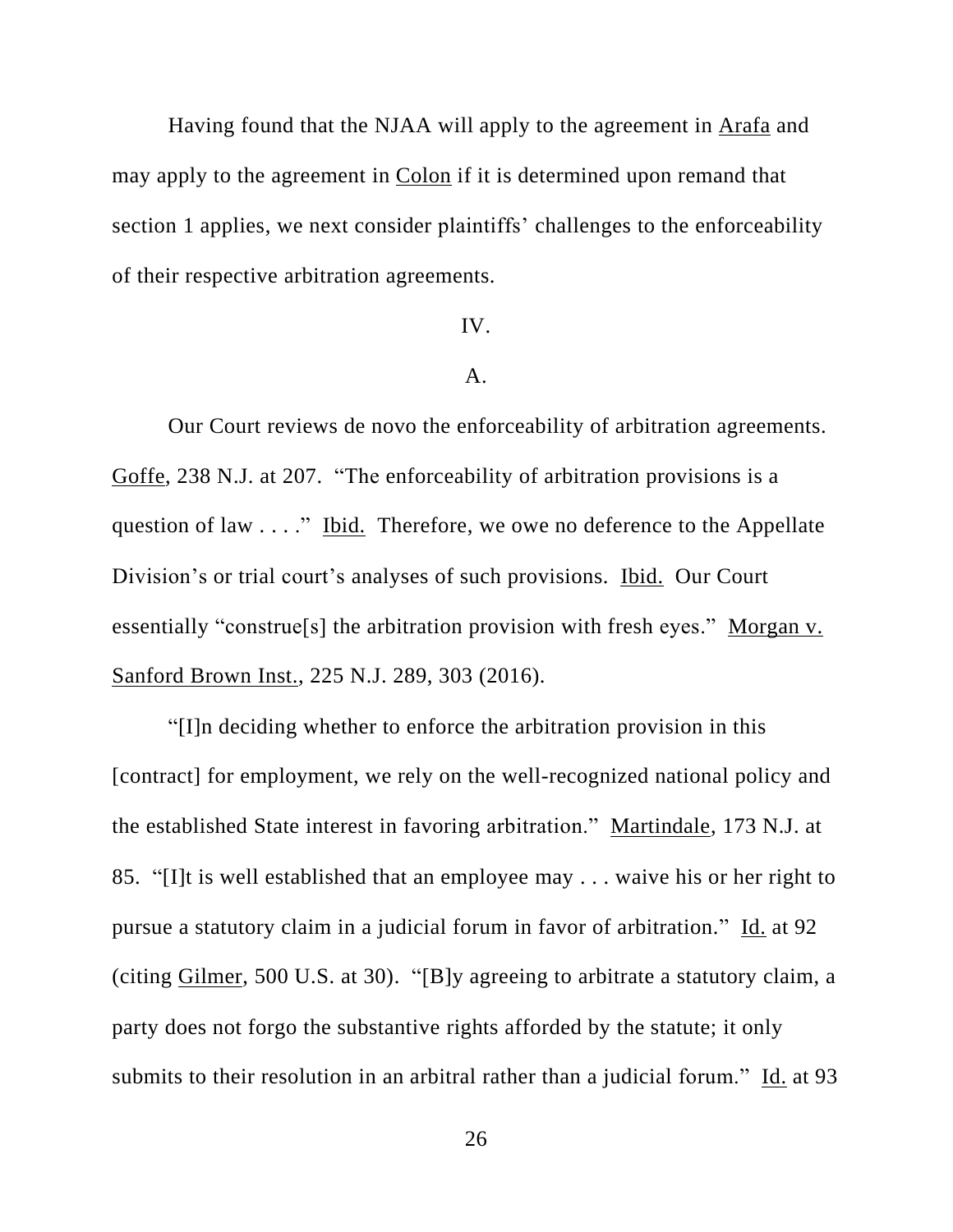Having found that the NJAA will apply to the agreement in Arafa and may apply to the agreement in Colon if it is determined upon remand that section 1 applies, we next consider plaintiffs' challenges to the enforceability of their respective arbitration agreements.

## IV.

### A.

Our Court reviews de novo the enforceability of arbitration agreements. Goffe, 238 N.J. at 207. "The enforceability of arbitration provisions is a question of law . . . ." Ibid. Therefore, we owe no deference to the Appellate Division's or trial court's analyses of such provisions. Ibid. Our Court essentially "construe[s] the arbitration provision with fresh eyes." Morgan v. Sanford Brown Inst., 225 N.J. 289, 303 (2016).

"[I]n deciding whether to enforce the arbitration provision in this [contract] for employment, we rely on the well-recognized national policy and the established State interest in favoring arbitration." Martindale, 173 N.J. at 85. "[I]t is well established that an employee may . . . waive his or her right to pursue a statutory claim in a judicial forum in favor of arbitration." Id. at 92 (citing Gilmer, 500 U.S. at 30). "[B]y agreeing to arbitrate a statutory claim, a party does not forgo the substantive rights afforded by the statute; it only submits to their resolution in an arbitral rather than a judicial forum." Id. at 93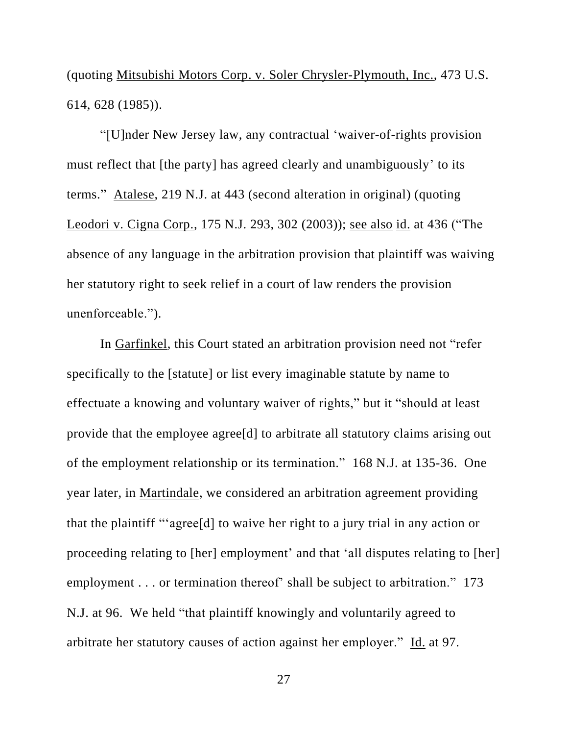(quoting Mitsubishi Motors Corp. v. Soler Chrysler-Plymouth, Inc., 473 U.S. 614, 628 (1985)).

"[U]nder New Jersey law, any contractual 'waiver-of-rights provision must reflect that [the party] has agreed clearly and unambiguously' to its terms." Atalese, 219 N.J. at 443 (second alteration in original) (quoting Leodori v. Cigna Corp., 175 N.J. 293, 302 (2003)); see also id. at 436 ("The absence of any language in the arbitration provision that plaintiff was waiving her statutory right to seek relief in a court of law renders the provision unenforceable.").

In Garfinkel, this Court stated an arbitration provision need not "refer specifically to the [statute] or list every imaginable statute by name to effectuate a knowing and voluntary waiver of rights," but it "should at least provide that the employee agree[d] to arbitrate all statutory claims arising out of the employment relationship or its termination." 168 N.J. at 135-36. One year later, in Martindale, we considered an arbitration agreement providing that the plaintiff "'agree[d] to waive her right to a jury trial in any action or proceeding relating to [her] employment' and that 'all disputes relating to [her] employment . . . or termination thereof' shall be subject to arbitration." 173 N.J. at 96. We held "that plaintiff knowingly and voluntarily agreed to arbitrate her statutory causes of action against her employer." Id. at 97.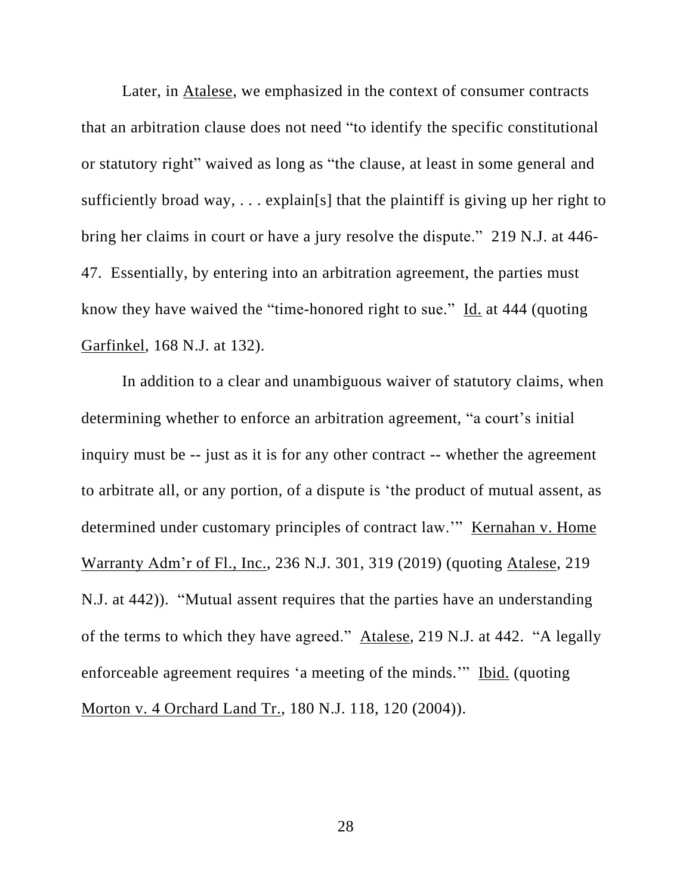Later, in Atalese, we emphasized in the context of consumer contracts that an arbitration clause does not need "to identify the specific constitutional or statutory right" waived as long as "the clause, at least in some general and sufficiently broad way, . . . explain[s] that the plaintiff is giving up her right to bring her claims in court or have a jury resolve the dispute." 219 N.J. at 446-47. Essentially, by entering into an arbitration agreement, the parties must know they have waived the "time-honored right to sue." Id. at 444 (quoting Garfinkel, 168 N.J. at 132).

In addition to a clear and unambiguous waiver of statutory claims, when determining whether to enforce an arbitration agreement, "a court's initial inquiry must be -- just as it is for any other contract -- whether the agreement to arbitrate all, or any portion, of a dispute is 'the product of mutual assent, as determined under customary principles of contract law.'" Kernahan v. Home Warranty Adm'r of Fl., Inc., 236 N.J. 301, 319 (2019) (quoting Atalese, 219 N.J. at 442)). "Mutual assent requires that the parties have an understanding of the terms to which they have agreed." Atalese, 219 N.J. at 442. "A legally enforceable agreement requires 'a meeting of the minds.'" Ibid. (quoting Morton v. 4 Orchard Land Tr., 180 N.J. 118, 120 (2004)).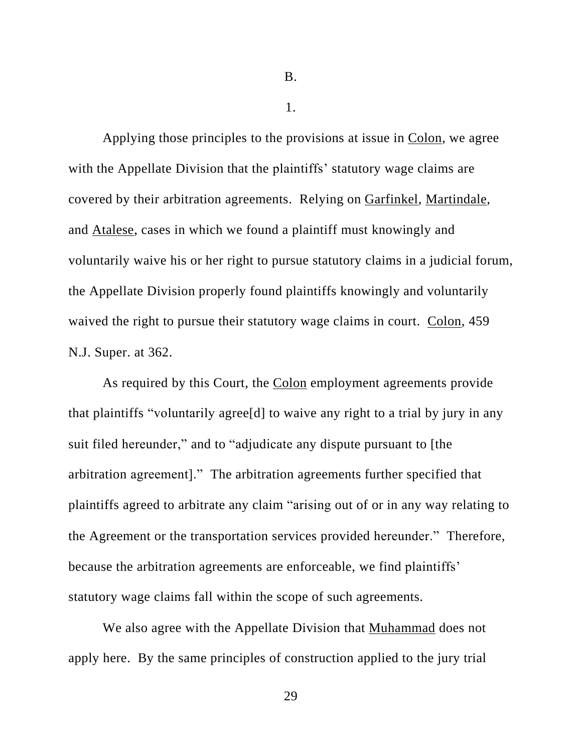B.

1.

Applying those principles to the provisions at issue in Colon, we agree with the Appellate Division that the plaintiffs' statutory wage claims are covered by their arbitration agreements. Relying on Garfinkel, Martindale, and Atalese, cases in which we found a plaintiff must knowingly and voluntarily waive his or her right to pursue statutory claims in a judicial forum, the Appellate Division properly found plaintiffs knowingly and voluntarily waived the right to pursue their statutory wage claims in court. Colon, 459 N.J. Super. at 362.

As required by this Court, the Colon employment agreements provide that plaintiffs "voluntarily agree[d] to waive any right to a trial by jury in any suit filed hereunder," and to "adjudicate any dispute pursuant to [the arbitration agreement]." The arbitration agreements further specified that plaintiffs agreed to arbitrate any claim "arising out of or in any way relating to the Agreement or the transportation services provided hereunder." Therefore, because the arbitration agreements are enforceable, we find plaintiffs' statutory wage claims fall within the scope of such agreements.

We also agree with the Appellate Division that Muhammad does not apply here. By the same principles of construction applied to the jury trial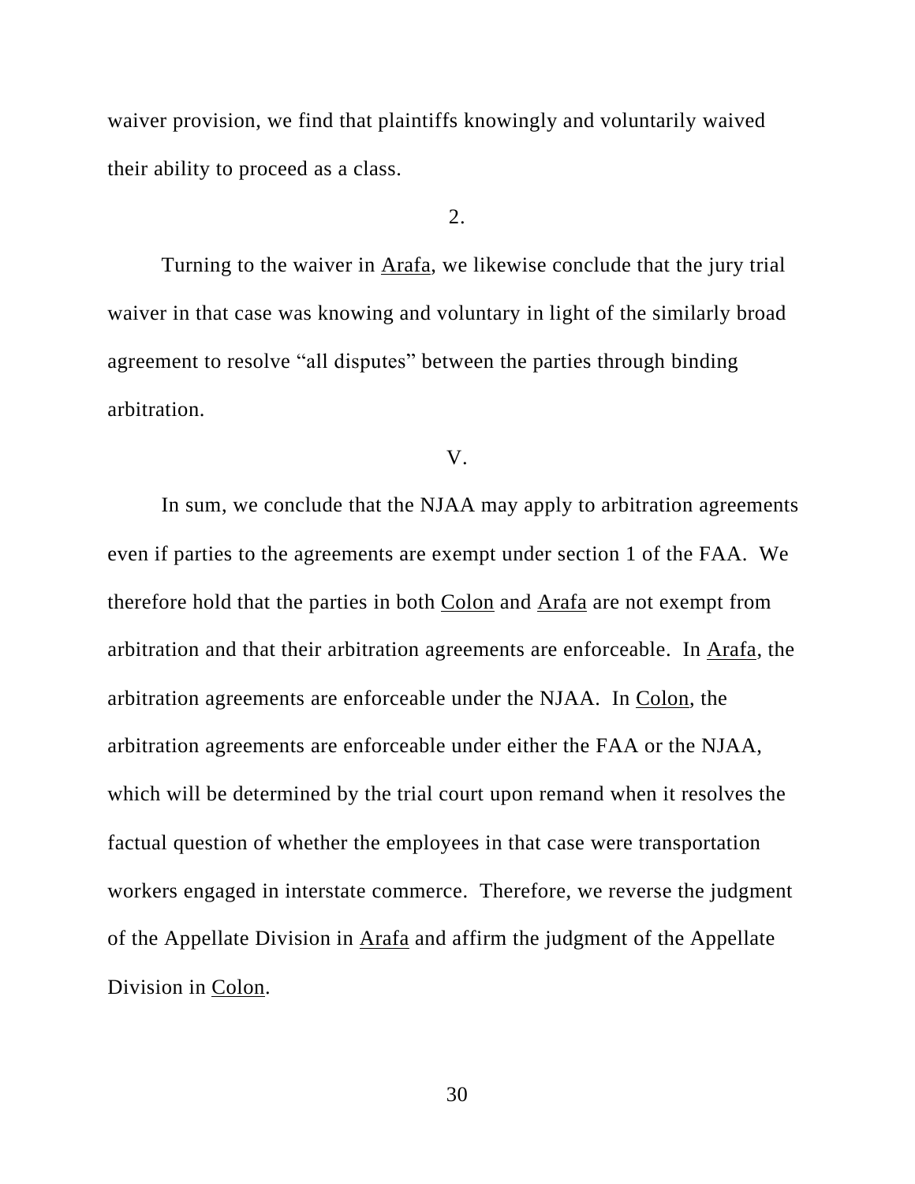waiver provision, we find that plaintiffs knowingly and voluntarily waived their ability to proceed as a class.

2.

Turning to the waiver in Arafa, we likewise conclude that the jury trial waiver in that case was knowing and voluntary in light of the similarly broad agreement to resolve "all disputes" between the parties through binding arbitration.

V.

In sum, we conclude that the NJAA may apply to arbitration agreements even if parties to the agreements are exempt under section 1 of the FAA. We therefore hold that the parties in both Colon and Arafa are not exempt from arbitration and that their arbitration agreements are enforceable. In Arafa, the arbitration agreements are enforceable under the NJAA. In Colon, the arbitration agreements are enforceable under either the FAA or the NJAA, which will be determined by the trial court upon remand when it resolves the factual question of whether the employees in that case were transportation workers engaged in interstate commerce. Therefore, we reverse the judgment of the Appellate Division in Arafa and affirm the judgment of the Appellate Division in Colon.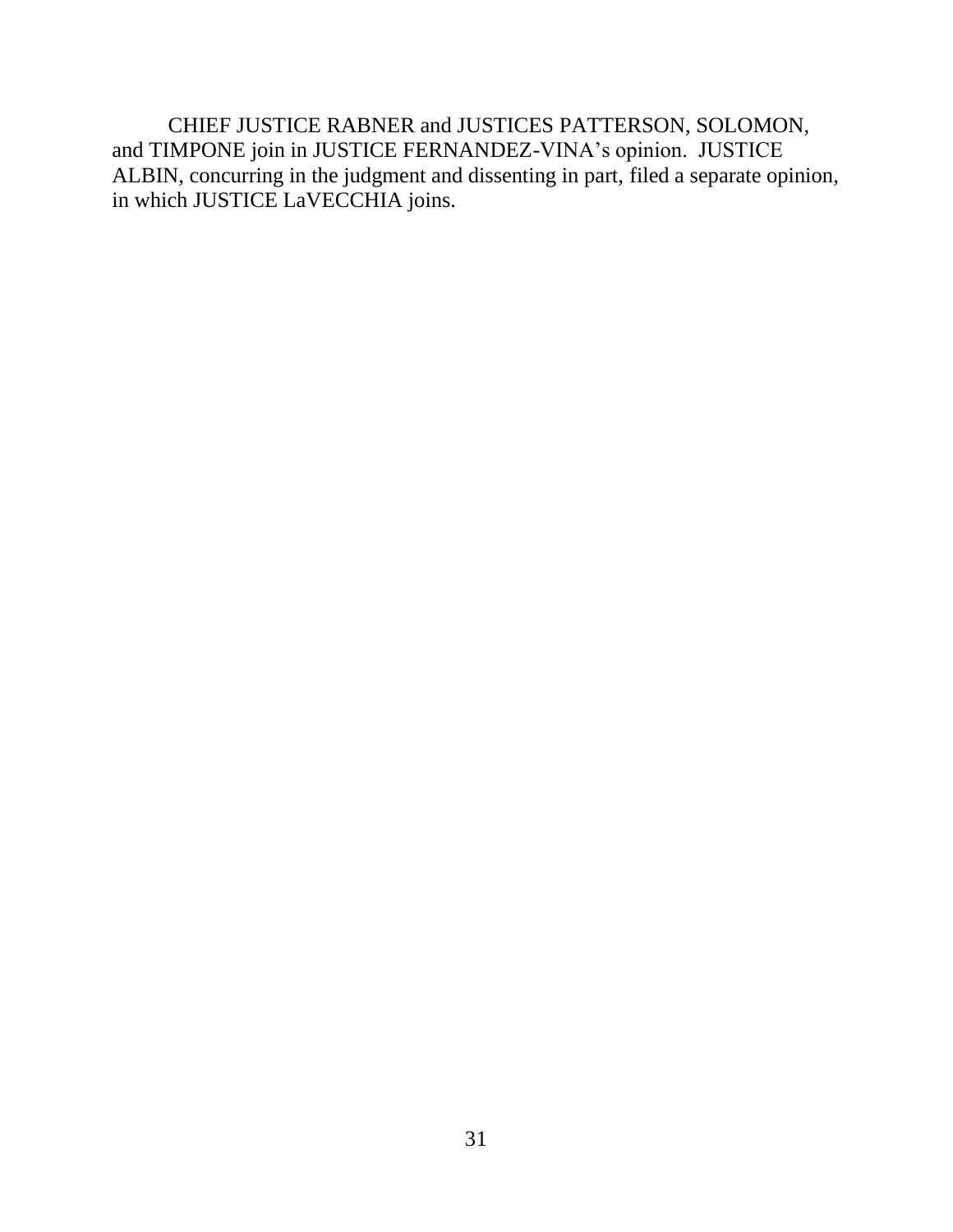CHIEF JUSTICE RABNER and JUSTICES PATTERSON, SOLOMON, and TIMPONE join in JUSTICE FERNANDEZ-VINA's opinion. JUSTICE ALBIN, concurring in the judgment and dissenting in part, filed a separate opinion, in which JUSTICE LaVECCHIA joins.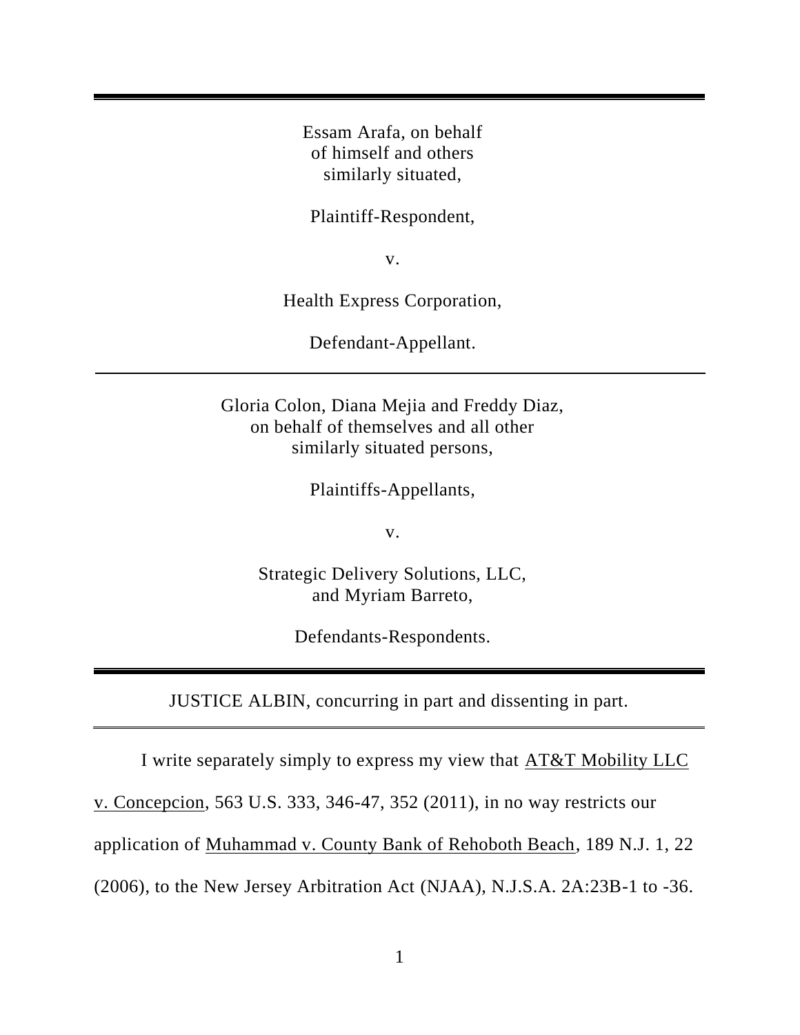Essam Arafa, on behalf
of himself and others
similarly situated,

Plaintiff-Respondent,

v.

Health Express Corporation,

Defendant-Appellant.

---

Gloria Colon, Diana Mejia and Freddy Diaz,
on behalf of themselves and all other
similarly situated persons,

Plaintiffs-Appellants,

v.

Strategic Delivery Solutions, LLC,
and Myriam Barreto,

Defendants-Respondents.

---

JUSTICE ALBIN, concurring in part and dissenting in part.

---

I write separately simply to express my view that AT&T Mobility LLC v. Concepcion, 563 U.S. 333, 346-47, 352 (2011), in no way restricts our application of Muhammad v. County Bank of Rehoboth Beach, 189 N.J. 1, 22 (2006), to the New Jersey Arbitration Act (NJAA), N.J.S.A. 2A:23B-1 to -36.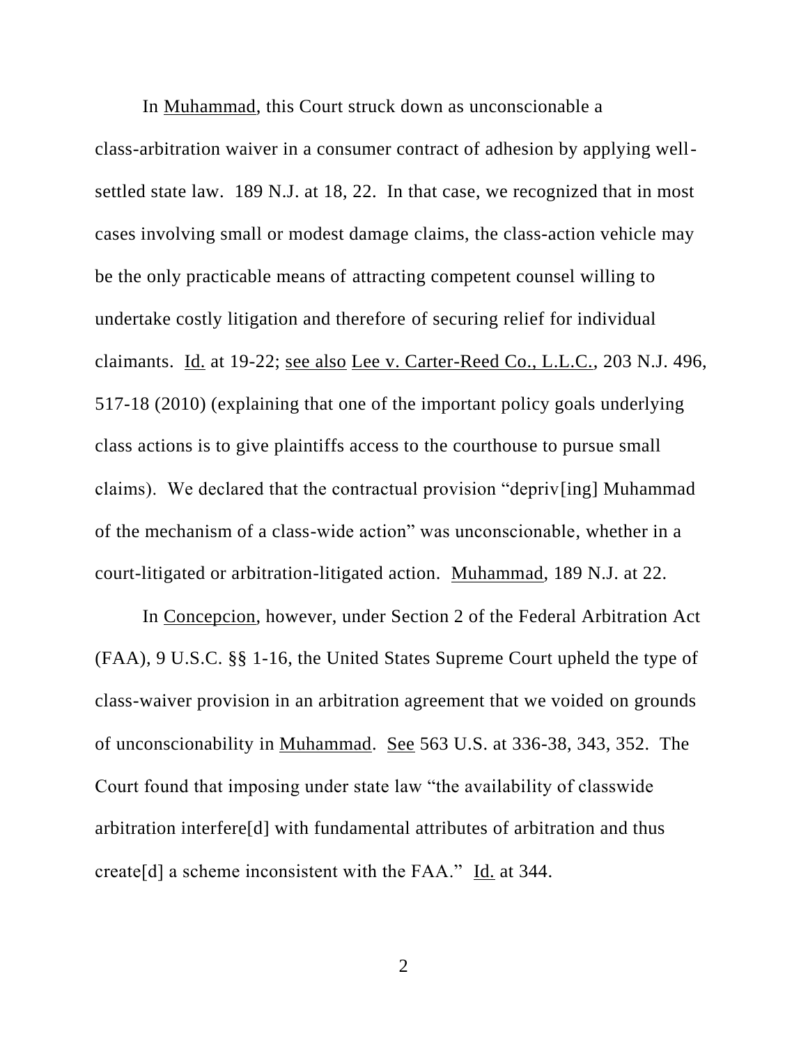In Muhammad, this Court struck down as unconscionable a class-arbitration waiver in a consumer contract of adhesion by applying well-settled state law. 189 N.J. at 18, 22. In that case, we recognized that in most cases involving small or modest damage claims, the class-action vehicle may be the only practicable means of attracting competent counsel willing to undertake costly litigation and therefore of securing relief for individual claimants. Id. at 19-22; see also Lee v. Carter-Reed Co., L.L.C., 203 N.J. 496, 517-18 (2010) (explaining that one of the important policy goals underlying class actions is to give plaintiffs access to the courthouse to pursue small claims). We declared that the contractual provision "depriv[ing] Muhammad of the mechanism of a class-wide action" was unconscionable, whether in a court-litigated or arbitration-litigated action. Muhammad, 189 N.J. at 22.

In Concepcion, however, under Section 2 of the Federal Arbitration Act (FAA), 9 U.S.C. §§ 1-16, the United States Supreme Court upheld the type of class-waiver provision in an arbitration agreement that we voided on grounds of unconscionability in Muhammad. See 563 U.S. at 336-38, 343, 352. The Court found that imposing under state law "the availability of classwide arbitration interfere[d] with fundamental attributes of arbitration and thus create[d] a scheme inconsistent with the FAA." Id. at 344.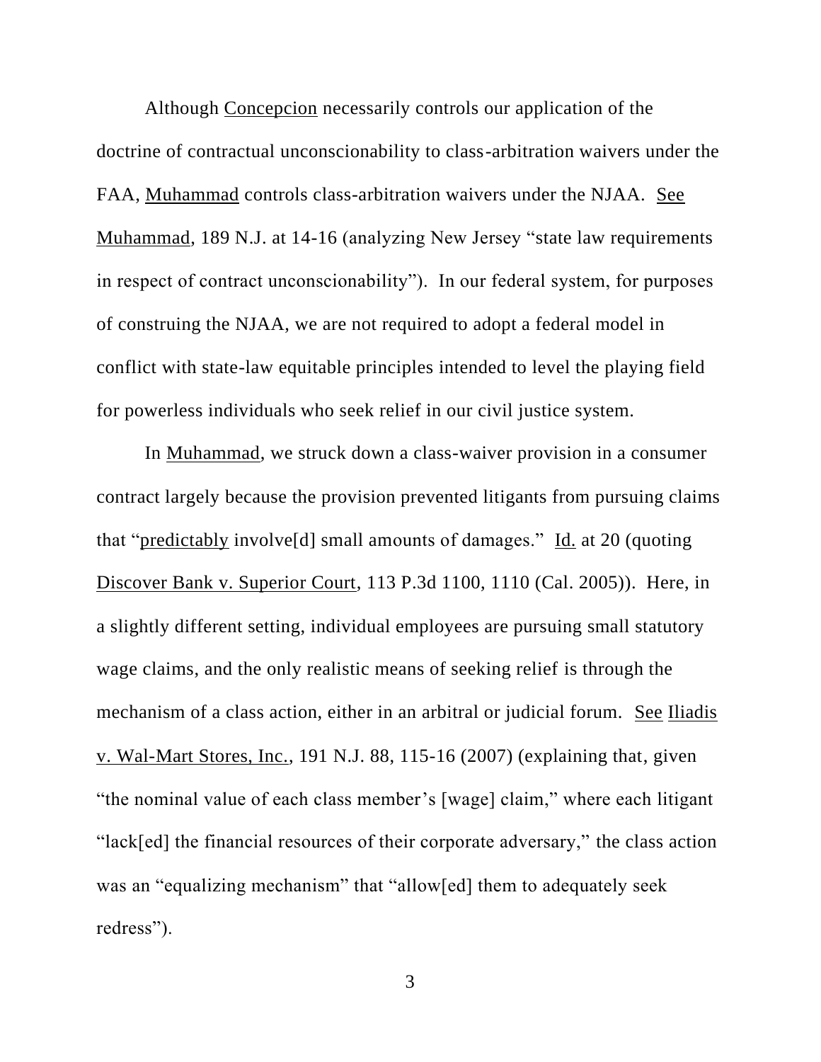Although Concepcion necessarily controls our application of the doctrine of contractual unconscionability to class-arbitration waivers under the FAA, Muhammad controls class-arbitration waivers under the NJAA. See Muhammad, 189 N.J. at 14-16 (analyzing New Jersey "state law requirements in respect of contract unconscionability"). In our federal system, for purposes of construing the NJAA, we are not required to adopt a federal model in conflict with state-law equitable principles intended to level the playing field for powerless individuals who seek relief in our civil justice system.

In Muhammad, we struck down a class-waiver provision in a consumer contract largely because the provision prevented litigants from pursuing claims that "predictably involve[d] small amounts of damages." Id. at 20 (quoting Discover Bank v. Superior Court, 113 P.3d 1100, 1110 (Cal. 2005)). Here, in a slightly different setting, individual employees are pursuing small statutory wage claims, and the only realistic means of seeking relief is through the mechanism of a class action, either in an arbitral or judicial forum. See Iliadis v. Wal-Mart Stores, Inc., 191 N.J. 88, 115-16 (2007) (explaining that, given "the nominal value of each class member's [wage] claim," where each litigant "lack[ed] the financial resources of their corporate adversary," the class action was an "equalizing mechanism" that "allow[ed] them to adequately seek redress").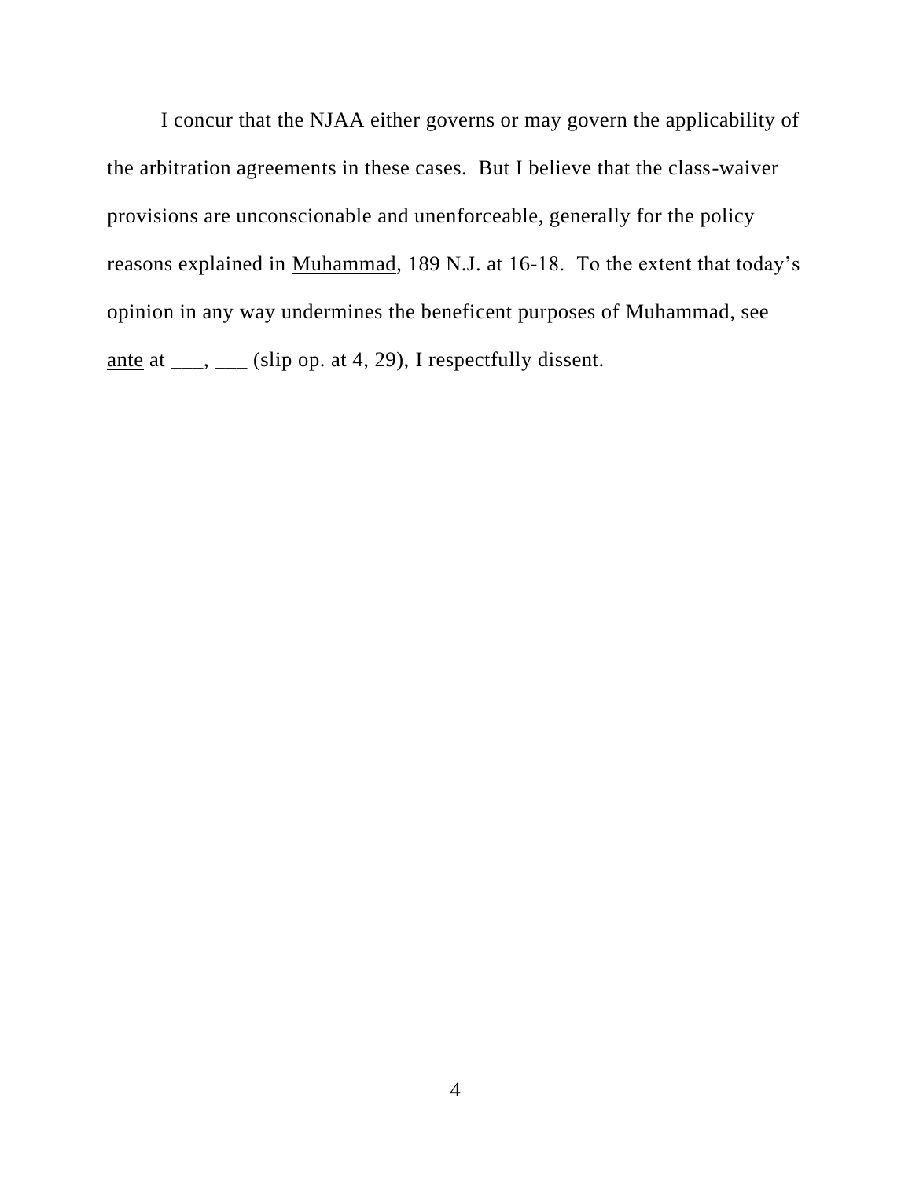I concur that the NJAA either governs or may govern the applicability of the arbitration agreements in these cases. But I believe that the class-waiver provisions are unconscionable and unenforceable, generally for the policy reasons explained in Muhammad, 189 N.J. at 16-18. To the extent that today's opinion in any way undermines the beneficent purposes of Muhammad, see ante at ___, ___ (slip op. at 4, 29), I respectfully dissent.